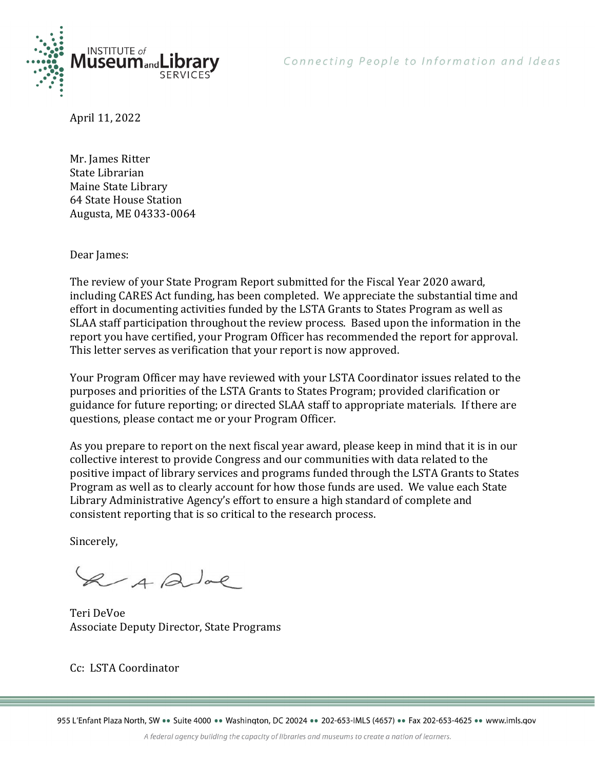INSTITUTE of Museum and Library SERVICES

*Connecting People to Information and Ideas*

April 11, 2022

Mr. James Ritter
State Librarian
Maine State Library
64 State House Station
Augusta, ME 04333-0064

Dear James:

The review of your State Program Report submitted for the Fiscal Year 2020 award, including CARES Act funding, has been completed. We appreciate the substantial time and effort in documenting activities funded by the LSTA Grants to States Program as well as SLAA staff participation throughout the review process. Based upon the information in the report you have certified, your Program Officer has recommended the report for approval. This letter serves as verification that your report is now approved.

Your Program Officer may have reviewed with your LSTA Coordinator issues related to the purposes and priorities of the LSTA Grants to States Program; provided clarification or guidance for future reporting; or directed SLAA staff to appropriate materials. If there are questions, please contact me or your Program Officer.

As you prepare to report on the next fiscal year award, please keep in mind that it is in our collective interest to provide Congress and our communities with data related to the positive impact of library services and programs funded through the LSTA Grants to States Program as well as to clearly account for how those funds are used. We value each State Library Administrative Agency's effort to ensure a high standard of complete and consistent reporting that is so critical to the research process.

Sincerely,

Teri DeVoe
Associate Deputy Director, State Programs

Cc: LSTA Coordinator

955 L'Enfant Plaza North, SW •• Suite 4000 •• Washington, DC 20024 •• 202-653-IMLS (4657) •• Fax 202-653-4625 •• www.imls.gov

*A federal agency building the capacity of libraries and museums to create a nation of learners.*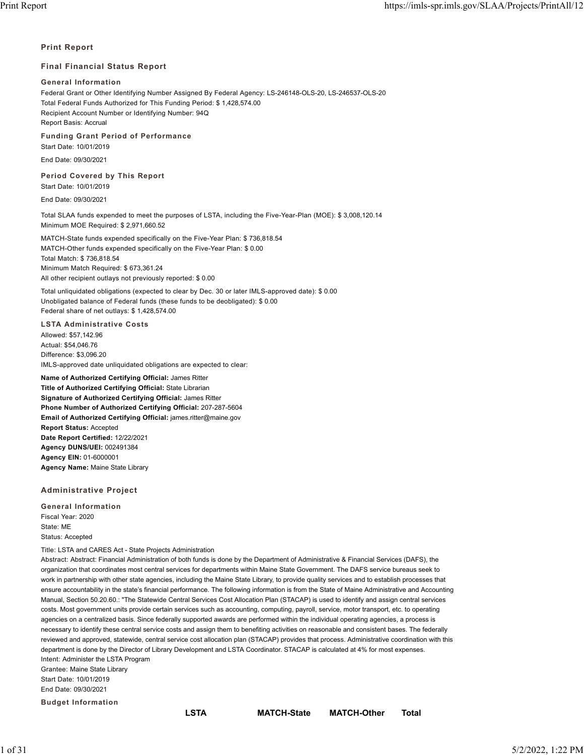## Print Report

### Final Financial Status Report

#### General Information

Federal Grant or Other Identifying Number Assigned By Federal Agency: LS-246148-OLS-20, LS-246537-OLS-20
Total Federal Funds Authorized for This Funding Period: $ 1,428,574.00
Recipient Account Number or Identifying Number: 94Q
Report Basis: Accrual

#### Funding Grant Period of Performance

Start Date: 10/01/2019

End Date: 09/30/2021

#### Period Covered by This Report

Start Date: 10/01/2019

End Date: 09/30/2021

Total SLAA funds expended to meet the purposes of LSTA, including the Five-Year-Plan (MOE): $ 3,008,120.14
Minimum MOE Required: $ 2,971,660.52

MATCH-State funds expended specifically on the Five-Year Plan: $ 736,818.54
MATCH-Other funds expended specifically on the Five-Year Plan: $ 0.00
Total Match: $ 736,818.54
Minimum Match Required: $ 673,361.24
All other recipient outlays not previously reported: $ 0.00

Total unliquidated obligations (expected to clear by Dec. 30 or later IMLS-approved date): $ 0.00
Unobligated balance of Federal funds (these funds to be deobligated): $ 0.00
Federal share of net outlays: $ 1,428,574.00

#### LSTA Administrative Costs

Allowed: $57,142.96
Actual: $54,046.76
Difference: $3,096.20
IMLS-approved date unliquidated obligations are expected to clear:

**Name of Authorized Certifying Official:** James Ritter
**Title of Authorized Certifying Official:** State Librarian
**Signature of Authorized Certifying Official:** James Ritter
**Phone Number of Authorized Certifying Official:** 207-287-5604
**Email of Authorized Certifying Official:** james.ritter@maine.gov
**Report Status:** Accepted
**Date Report Certified:** 12/22/2021
**Agency DUNS/UEI:** 002491384
**Agency EIN:** 01-6000001
**Agency Name:** Maine State Library

### Administrative Project

#### General Information

Fiscal Year: 2020
State: ME
Status: Accepted

Title: LSTA and CARES Act - State Projects Administration
Abstract: Abstract: Financial Administration of both funds is done by the Department of Administrative & Financial Services (DAFS), the organization that coordinates most central services for departments within Maine State Government. The DAFS service bureaus seek to work in partnership with other state agencies, including the Maine State Library, to provide quality services and to establish processes that ensure accountability in the state's financial performance. The following information is from the State of Maine Administrative and Accounting Manual, Section 50.20.60.: "The Statewide Central Services Cost Allocation Plan (STACAP) is used to identify and assign central services costs. Most government units provide certain services such as accounting, computing, payroll, service, motor transport, etc. to operating agencies on a centralized basis. Since federally supported awards are performed within the individual operating agencies, a process is necessary to identify these central service costs and assign them to benefiting activities on reasonable and consistent bases. The federally reviewed and approved, statewide, central service cost allocation plan (STACAP) provides that process. Administrative coordination with this department is done by the Director of Library Development and LSTA Coordinator. STACAP is calculated at 4% for most expenses.
Intent: Administer the LSTA Program
Grantee: Maine State Library
Start Date: 10/01/2019
End Date: 09/30/2021

#### Budget Information

| | LSTA | MATCH-State | MATCH-Other | Total |
|---|---|---|---|---|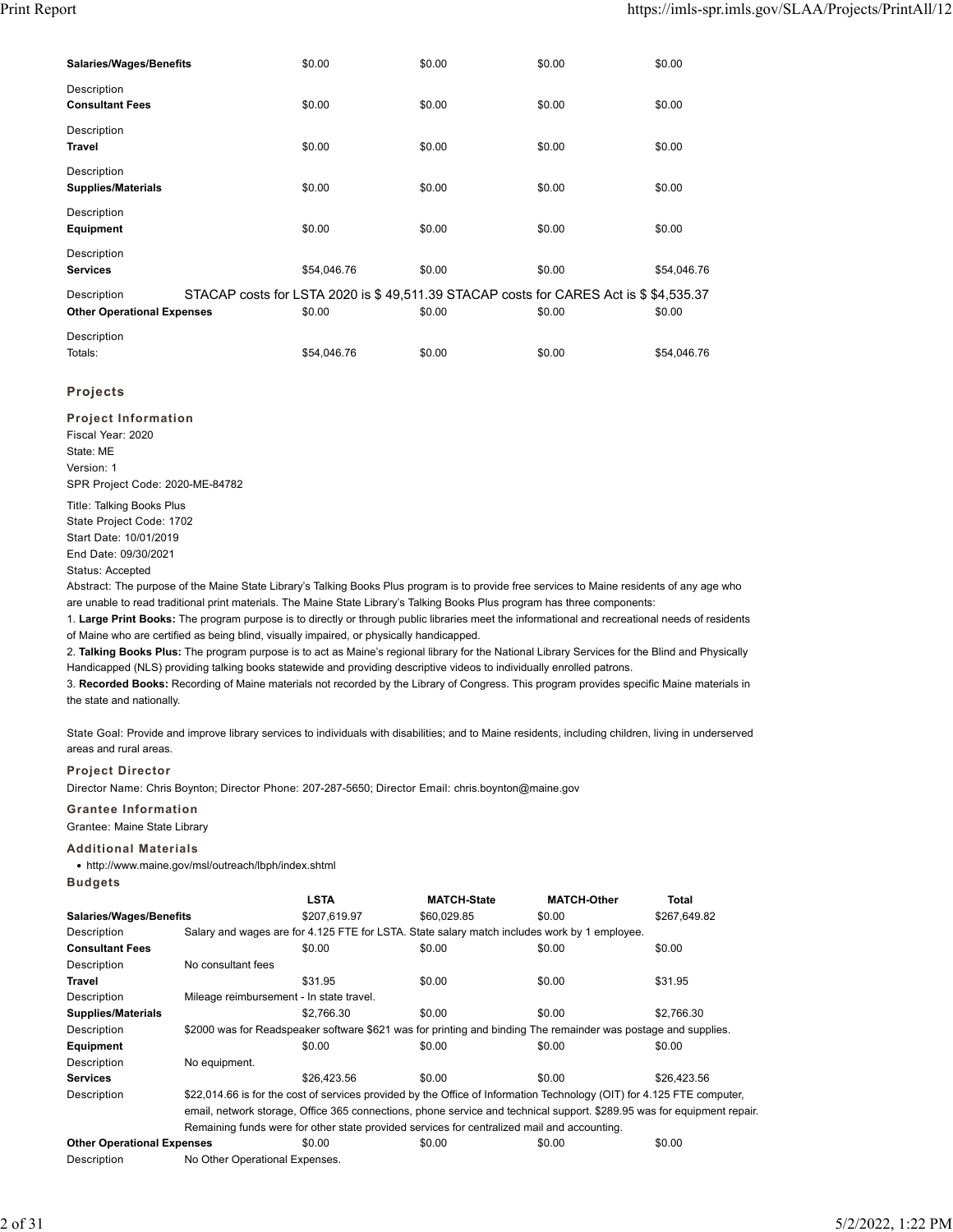| | | | | |
|---|---|---|---|---|
| **Salaries/Wages/Benefits** | $0.00 | $0.00 | $0.00 | $0.00 |
| Description | | | | |
| **Consultant Fees** | $0.00 | $0.00 | $0.00 | $0.00 |
| Description | | | | |
| **Travel** | $0.00 | $0.00 | $0.00 | $0.00 |
| Description | | | | |
| **Supplies/Materials** | $0.00 | $0.00 | $0.00 | $0.00 |
| Description | | | | |
| **Equipment** | $0.00 | $0.00 | $0.00 | $0.00 |
| Description | | | | |
| **Services** | $54,046.76 | $0.00 | $0.00 | $54,046.76 |
| Description | STACAP costs for LSTA 2020 is $ 49,511.39 STACAP costs for CARES Act is $ $4,535.37 | | | |
| **Other Operational Expenses** | $0.00 | $0.00 | $0.00 | $0.00 |
| Description | | | | |
| Totals: | $54,046.76 | $0.00 | $0.00 | $54,046.76 |

## Projects

### Project Information

Fiscal Year: 2020
State: ME
Version: 1
SPR Project Code: 2020-ME-84782

Title: Talking Books Plus
State Project Code: 1702
Start Date: 10/01/2019
End Date: 09/30/2021
Status: Accepted

Abstract: The purpose of the Maine State Library's Talking Books Plus program is to provide free services to Maine residents of any age who are unable to read traditional print materials. The Maine State Library's Talking Books Plus program has three components:

1. **Large Print Books:** The program purpose is to directly or through public libraries meet the informational and recreational needs of residents of Maine who are certified as being blind, visually impaired, or physically handicapped.
2. **Talking Books Plus:** The program purpose is to act as Maine's regional library for the National Library Services for the Blind and Physically Handicapped (NLS) providing talking books statewide and providing descriptive videos to individually enrolled patrons.
3. **Recorded Books:** Recording of Maine materials not recorded by the Library of Congress. This program provides specific Maine materials in the state and nationally.

State Goal: Provide and improve library services to individuals with disabilities; and to Maine residents, including children, living in underserved areas and rural areas.

### Project Director

Director Name: Chris Boynton; Director Phone: 207-287-5650; Director Email: chris.boynton@maine.gov

### Grantee Information

Grantee: Maine State Library

### Additional Materials

- http://www.maine.gov/msl/outreach/lbph/index.shtml

### Budgets

| | LSTA | MATCH-State | MATCH-Other | Total |
|---|---|---|---|---|
| **Salaries/Wages/Benefits** | $207,619.97 | $60,029.85 | $0.00 | $267,649.82 |
| Description | Salary and wages are for 4.125 FTE for LSTA. State salary match includes work by 1 employee. | | | |
| **Consultant Fees** | $0.00 | $0.00 | $0.00 | $0.00 |
| Description | No consultant fees | | | |
| **Travel** | $31.95 | $0.00 | $0.00 | $31.95 |
| Description | Mileage reimbursement - In state travel. | | | |
| **Supplies/Materials** | $2,766.30 | $0.00 | $0.00 | $2,766.30 |
| Description | $2000 was for Readspeaker software $621 was for printing and binding The remainder was postage and supplies. | | | |
| **Equipment** | $0.00 | $0.00 | $0.00 | $0.00 |
| Description | No equipment. | | | |
| **Services** | $26,423.56 | $0.00 | $0.00 | $26,423.56 |
| Description | $22,014.66 is for the cost of services provided by the Office of Information Technology (OIT) for 4.125 FTE computer, email, network storage, Office 365 connections, phone service and technical support. $289.95 was for equipment repair. Remaining funds were for other state provided services for centralized mail and accounting. | | | |
| **Other Operational Expenses** | $0.00 | $0.00 | $0.00 | $0.00 |
| Description | No Other Operational Expenses. | | | |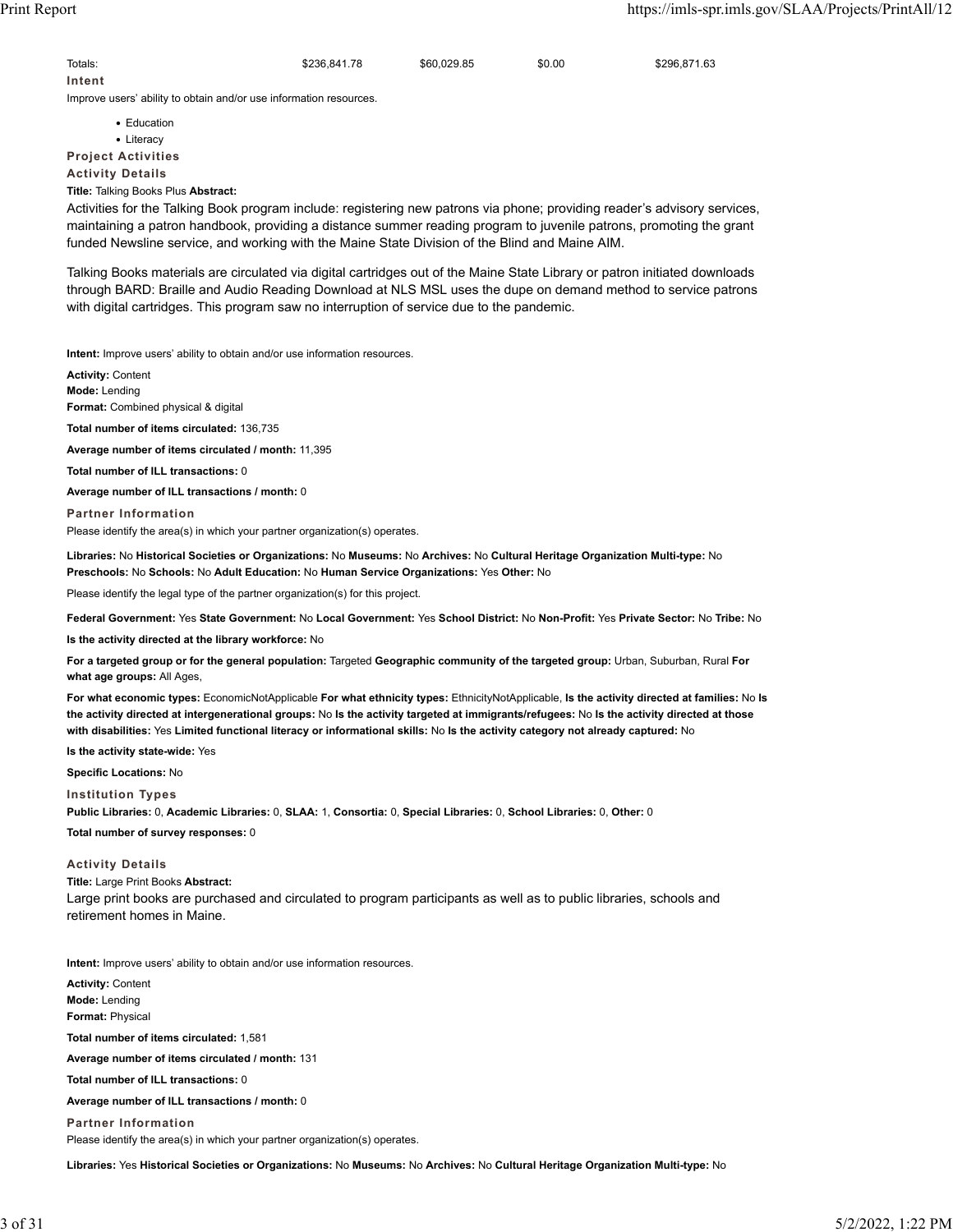| Totals: | $236,841.78 | $60,029.85 | $0.00 | $296,871.63 |
|---|---|---|---|---|

**Intent**

Improve users' ability to obtain and/or use information resources.

- Education
- Literacy

**Project Activities**

**Activity Details**

**Title:** Talking Books Plus **Abstract:**

Activities for the Talking Book program include: registering new patrons via phone; providing reader's advisory services, maintaining a patron handbook, providing a distance summer reading program to juvenile patrons, promoting the grant funded Newsline service, and working with the Maine State Division of the Blind and Maine AIM.

Talking Books materials are circulated via digital cartridges out of the Maine State Library or patron initiated downloads through BARD: Braille and Audio Reading Download at NLS MSL uses the dupe on demand method to service patrons with digital cartridges. This program saw no interruption of service due to the pandemic.

**Intent:** Improve users' ability to obtain and/or use information resources.

**Activity:** Content
**Mode:** Lending
**Format:** Combined physical & digital

**Total number of items circulated:** 136,735

**Average number of items circulated / month:** 11,395

**Total number of ILL transactions:** 0

**Average number of ILL transactions / month:** 0

**Partner Information**

Please identify the area(s) in which your partner organization(s) operates.

**Libraries:** No **Historical Societies or Organizations:** No **Museums:** No **Archives:** No **Cultural Heritage Organization Multi-type:** No **Preschools:** No **Schools:** No **Adult Education:** No **Human Service Organizations:** Yes **Other:** No

Please identify the legal type of the partner organization(s) for this project.

**Federal Government:** Yes **State Government:** No **Local Government:** Yes **School District:** No **Non-Profit:** Yes **Private Sector:** No **Tribe:** No

**Is the activity directed at the library workforce:** No

**For a targeted group or for the general population:** Targeted **Geographic community of the targeted group:** Urban, Suburban, Rural **For what age groups:** All Ages,

**For what economic types:** EconomicNotApplicable **For what ethnicity types:** EthnicityNotApplicable, **Is the activity directed at families:** No **Is the activity directed at intergenerational groups:** No **Is the activity targeted at immigrants/refugees:** No **Is the activity directed at those with disabilities:** Yes **Limited functional literacy or informational skills:** No **Is the activity category not already captured:** No

**Is the activity state-wide:** Yes

**Specific Locations:** No

**Institution Types**

**Public Libraries:** 0, **Academic Libraries:** 0, **SLAA:** 1, **Consortia:** 0, **Special Libraries:** 0, **School Libraries:** 0, **Other:** 0

**Total number of survey responses:** 0

**Activity Details**

**Title:** Large Print Books **Abstract:**

Large print books are purchased and circulated to program participants as well as to public libraries, schools and retirement homes in Maine.

**Intent:** Improve users' ability to obtain and/or use information resources.

**Activity:** Content
**Mode:** Lending
**Format:** Physical

**Total number of items circulated:** 1,581

**Average number of items circulated / month:** 131

**Total number of ILL transactions:** 0

**Average number of ILL transactions / month:** 0

**Partner Information**

Please identify the area(s) in which your partner organization(s) operates.

**Libraries:** Yes **Historical Societies or Organizations:** No **Museums:** No **Archives:** No **Cultural Heritage Organization Multi-type:** No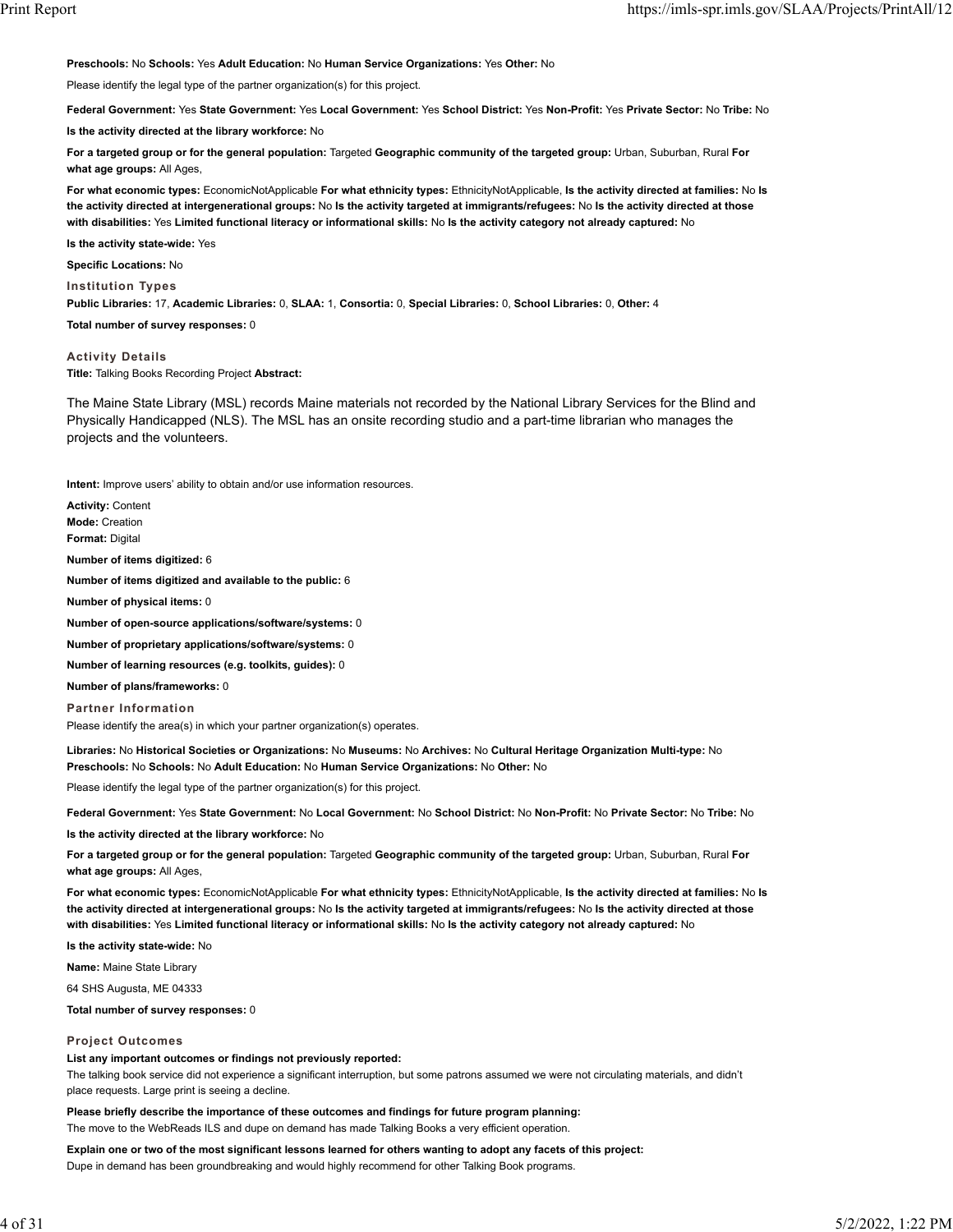**Preschools:** No **Schools:** Yes **Adult Education:** No **Human Service Organizations:** Yes **Other:** No

Please identify the legal type of the partner organization(s) for this project.

**Federal Government:** Yes **State Government:** Yes **Local Government:** Yes **School District:** Yes **Non-Profit:** Yes **Private Sector:** No **Tribe:** No

**Is the activity directed at the library workforce:** No

**For a targeted group or for the general population:** Targeted **Geographic community of the targeted group:** Urban, Suburban, Rural **For what age groups:** All Ages,

**For what economic types:** EconomicNotApplicable **For what ethnicity types:** EthnicityNotApplicable, **Is the activity directed at families:** No **Is the activity directed at intergenerational groups:** No **Is the activity targeted at immigrants/refugees:** No **Is the activity directed at those with disabilities:** Yes **Limited functional literacy or informational skills:** No **Is the activity category not already captured:** No

**Is the activity state-wide:** Yes

**Specific Locations:** No

### Institution Types

**Public Libraries:** 17, **Academic Libraries:** 0, **SLAA:** 1, **Consortia:** 0, **Special Libraries:** 0, **School Libraries:** 0, **Other:** 4

**Total number of survey responses:** 0

### Activity Details

**Title:** Talking Books Recording Project **Abstract:**

The Maine State Library (MSL) records Maine materials not recorded by the National Library Services for the Blind and Physically Handicapped (NLS). The MSL has an onsite recording studio and a part-time librarian who manages the projects and the volunteers.

**Intent:** Improve users' ability to obtain and/or use information resources.

**Activity:** Content
**Mode:** Creation
**Format:** Digital

**Number of items digitized:** 6

**Number of items digitized and available to the public:** 6

**Number of physical items:** 0

**Number of open-source applications/software/systems:** 0

**Number of proprietary applications/software/systems:** 0

**Number of learning resources (e.g. toolkits, guides):** 0

**Number of plans/frameworks:** 0

### Partner Information

Please identify the area(s) in which your partner organization(s) operates.

**Libraries:** No **Historical Societies or Organizations:** No **Museums:** No **Archives:** No **Cultural Heritage Organization Multi-type:** No **Preschools:** No **Schools:** No **Adult Education:** No **Human Service Organizations:** No **Other:** No

Please identify the legal type of the partner organization(s) for this project.

**Federal Government:** Yes **State Government:** No **Local Government:** No **School District:** No **Non-Profit:** No **Private Sector:** No **Tribe:** No

**Is the activity directed at the library workforce:** No

**For a targeted group or for the general population:** Targeted **Geographic community of the targeted group:** Urban, Suburban, Rural **For what age groups:** All Ages,

**For what economic types:** EconomicNotApplicable **For what ethnicity types:** EthnicityNotApplicable, **Is the activity directed at families:** No **Is the activity directed at intergenerational groups:** No **Is the activity targeted at immigrants/refugees:** No **Is the activity directed at those with disabilities:** Yes **Limited functional literacy or informational skills:** No **Is the activity category not already captured:** No

**Is the activity state-wide:** No

**Name:** Maine State Library

64 SHS Augusta, ME 04333

**Total number of survey responses:** 0

### Project Outcomes

**List any important outcomes or findings not previously reported:**
The talking book service did not experience a significant interruption, but some patrons assumed we were not circulating materials, and didn't place requests. Large print is seeing a decline.

**Please briefly describe the importance of these outcomes and findings for future program planning:**
The move to the WebReads ILS and dupe on demand has made Talking Books a very efficient operation.

**Explain one or two of the most significant lessons learned for others wanting to adopt any facets of this project:**
Dupe in demand has been groundbreaking and would highly recommend for other Talking Book programs.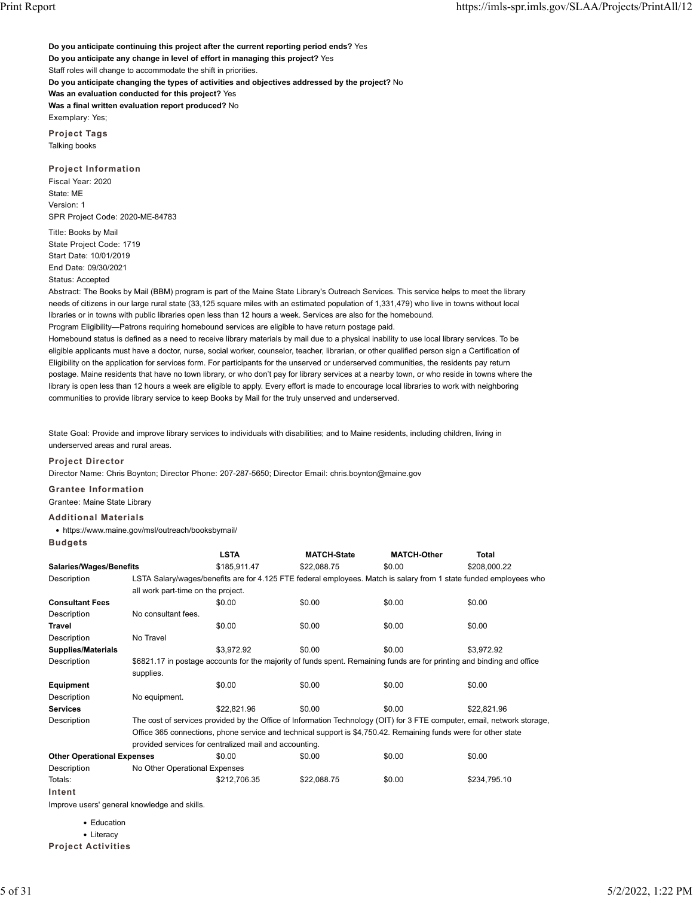**Do you anticipate continuing this project after the current reporting period ends?** Yes
**Do you anticipate any change in level of effort in managing this project?** Yes
Staff roles will change to accommodate the shift in priorities.
**Do you anticipate changing the types of activities and objectives addressed by the project?** No
**Was an evaluation conducted for this project?** Yes
**Was a final written evaluation report produced?** No
Exemplary: Yes;

### Project Tags

Talking books

### Project Information

Fiscal Year: 2020
State: ME
Version: 1
SPR Project Code: 2020-ME-84783

Title: Books by Mail
State Project Code: 1719
Start Date: 10/01/2019
End Date: 09/30/2021
Status: Accepted
Abstract: The Books by Mail (BBM) program is part of the Maine State Library's Outreach Services. This service helps to meet the library needs of citizens in our large rural state (33,125 square miles with an estimated population of 1,331,479) who live in towns without local libraries or in towns with public libraries open less than 12 hours a week. Services are also for the homebound.
Program Eligibility—Patrons requiring homebound services are eligible to have return postage paid.
Homebound status is defined as a need to receive library materials by mail due to a physical inability to use local library services. To be eligible applicants must have a doctor, nurse, social worker, counselor, teacher, librarian, or other qualified person sign a Certification of Eligibility on the application for services form. For participants for the unserved or underserved communities, the residents pay return postage. Maine residents that have no town library, or who don't pay for library services at a nearby town, or who reside in towns where the library is open less than 12 hours a week are eligible to apply. Every effort is made to encourage local libraries to work with neighboring communities to provide library service to keep Books by Mail for the truly unserved and underserved.

State Goal: Provide and improve library services to individuals with disabilities; and to Maine residents, including children, living in underserved areas and rural areas.

### Project Director

Director Name: Chris Boynton; Director Phone: 207-287-5650; Director Email: chris.boynton@maine.gov

### Grantee Information

Grantee: Maine State Library

### Additional Materials

- https://www.maine.gov/msl/outreach/booksbymail/

### Budgets

| | LSTA | MATCH-State | MATCH-Other | Total |
|---|---|---|---|---|
| **Salaries/Wages/Benefits** | $185,911.47 | $22,088.75 | $0.00 | $208,000.22 |
| Description | LSTA Salary/wages/benefits are for 4.125 FTE federal employees. Match is salary from 1 state funded employees who all work part-time on the project. | | | |
| **Consultant Fees** | $0.00 | $0.00 | $0.00 | $0.00 |
| Description | No consultant fees. | | | |
| **Travel** | $0.00 | $0.00 | $0.00 | $0.00 |
| Description | No Travel | | | |
| **Supplies/Materials** | $3,972.92 | $0.00 | $0.00 | $3,972.92 |
| Description | $6821.17 in postage accounts for the majority of funds spent. Remaining funds are for printing and binding and office supplies. | | | |
| **Equipment** | $0.00 | $0.00 | $0.00 | $0.00 |
| Description | No equipment. | | | |
| **Services** | $22,821.96 | $0.00 | $0.00 | $22,821.96 |
| Description | The cost of services provided by the Office of Information Technology (OIT) for 3 FTE computer, email, network storage, Office 365 connections, phone service and technical support is $4,750.42. Remaining funds were for other state provided services for centralized mail and accounting. | | | |
| **Other Operational Expenses** | $0.00 | $0.00 | $0.00 | $0.00 |
| Description | No Other Operational Expenses | | | |
| Totals: | $212,706.35 | $22,088.75 | $0.00 | $234,795.10 |

### Intent

Improve users' general knowledge and skills.

- Education
- Literacy

### Project Activities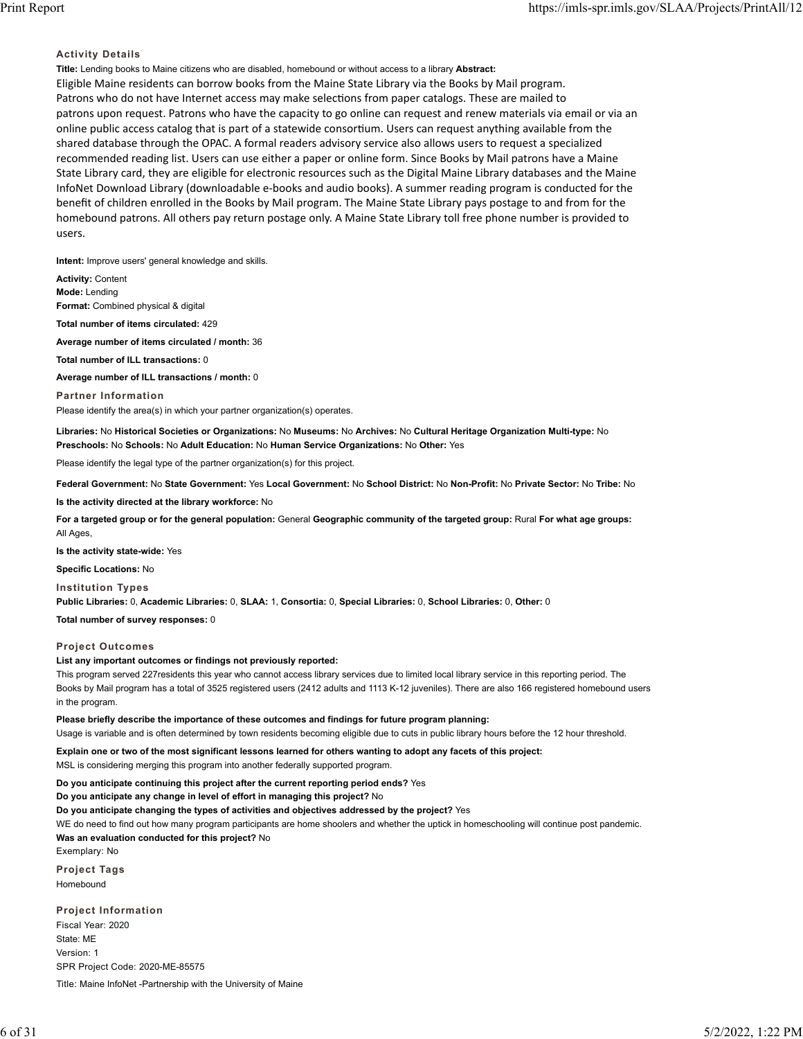### Activity Details

**Title:** Lending books to Maine citizens who are disabled, homebound or without access to a library **Abstract:**

Eligible Maine residents can borrow books from the Maine State Library via the Books by Mail program. Patrons who do not have Internet access may make selections from paper catalogs. These are mailed to patrons upon request. Patrons who have the capacity to go online can request and renew materials via email or via an online public access catalog that is part of a statewide consortium. Users can request anything available from the shared database through the OPAC. A formal readers advisory service also allows users to request a specialized recommended reading list. Users can use either a paper or online form. Since Books by Mail patrons have a Maine State Library card, they are eligible for electronic resources such as the Digital Maine Library databases and the Maine InfoNet Download Library (downloadable e-books and audio books). A summer reading program is conducted for the benefit of children enrolled in the Books by Mail program. The Maine State Library pays postage to and from for the homebound patrons. All others pay return postage only. A Maine State Library toll free phone number is provided to users.

**Intent:** Improve users' general knowledge and skills.

**Activity:** Content
**Mode:** Lending
**Format:** Combined physical & digital

**Total number of items circulated:** 429

**Average number of items circulated / month:** 36

**Total number of ILL transactions:** 0

**Average number of ILL transactions / month:** 0

### Partner Information

Please identify the area(s) in which your partner organization(s) operates.

**Libraries:** No **Historical Societies or Organizations:** No **Museums:** No **Archives:** No **Cultural Heritage Organization Multi-type:** No **Preschools:** No **Schools:** No **Adult Education:** No **Human Service Organizations:** No **Other:** Yes

Please identify the legal type of the partner organization(s) for this project.

**Federal Government:** No **State Government:** Yes **Local Government:** No **School District:** No **Non-Profit:** No **Private Sector:** No **Tribe:** No

**Is the activity directed at the library workforce:** No

**For a targeted group or for the general population:** General **Geographic community of the targeted group:** Rural **For what age groups:** All Ages,

**Is the activity state-wide:** Yes

**Specific Locations:** No

### Institution Types

**Public Libraries:** 0, **Academic Libraries:** 0, **SLAA:** 1, **Consortia:** 0, **Special Libraries:** 0, **School Libraries:** 0, **Other:** 0

**Total number of survey responses:** 0

### Project Outcomes

**List any important outcomes or findings not previously reported:**

This program served 227residents this year who cannot access library services due to limited local library service in this reporting period. The Books by Mail program has a total of 3525 registered users (2412 adults and 1113 K-12 juveniles). There are also 166 registered homebound users in the program.

**Please briefly describe the importance of these outcomes and findings for future program planning:**

Usage is variable and is often determined by town residents becoming eligible due to cuts in public library hours before the 12 hour threshold.

**Explain one or two of the most significant lessons learned for others wanting to adopt any facets of this project:**

MSL is considering merging this program into another federally supported program.

**Do you anticipate continuing this project after the current reporting period ends?** Yes
**Do you anticipate any change in level of effort in managing this project?** No
**Do you anticipate changing the types of activities and objectives addressed by the project?** Yes
WE do need to find out how many program participants are home shoolers and whether the uptick in homeschooling will continue post pandemic.
**Was an evaluation conducted for this project?** No
Exemplary: No

### Project Tags

Homebound

### Project Information

Fiscal Year: 2020
State: ME
Version: 1
SPR Project Code: 2020-ME-85575

Title: Maine InfoNet -Partnership with the University of Maine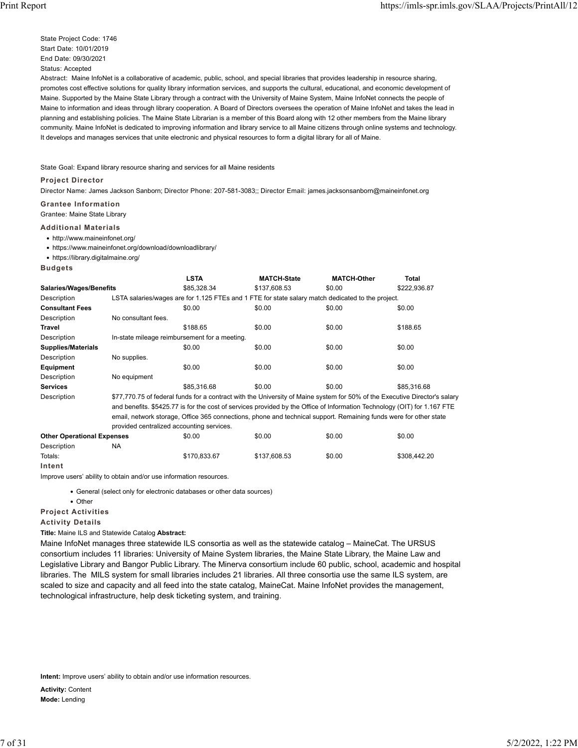State Project Code: 1746
Start Date: 10/01/2019
End Date: 09/30/2021
Status: Accepted
Abstract: Maine InfoNet is a collaborative of academic, public, school, and special libraries that provides leadership in resource sharing, promotes cost effective solutions for quality library information services, and supports the cultural, educational, and economic development of Maine. Supported by the Maine State Library through a contract with the University of Maine System, Maine InfoNet connects the people of Maine to information and ideas through library cooperation. A Board of Directors oversees the operation of Maine InfoNet and takes the lead in planning and establishing policies. The Maine State Librarian is a member of this Board along with 12 other members from the Maine library community. Maine InfoNet is dedicated to improving information and library service to all Maine citizens through online systems and technology. It develops and manages services that unite electronic and physical resources to form a digital library for all of Maine.

State Goal: Expand library resource sharing and services for all Maine residents

### Project Director

Director Name: James Jackson Sanborn; Director Phone: 207-581-3083;; Director Email: james.jacksonsanborn@maineinfonet.org

### Grantee Information

Grantee: Maine State Library

### Additional Materials

- http://www.maineinfonet.org/
- https://www.maineinfonet.org/download/downloadlibrary/
- https://library.digitalmaine.org/

### Budgets

| | LSTA | MATCH-State | MATCH-Other | Total |
|---|---|---|---|---|
| **Salaries/Wages/Benefits** | $85,328.34 | $137,608.53 | $0.00 | $222,936.87 |
| Description | LSTA salaries/wages are for 1.125 FTEs and 1 FTE for state salary match dedicated to the project. | | | |
| **Consultant Fees** | $0.00 | $0.00 | $0.00 | $0.00 |
| Description | No consultant fees. | | | |
| **Travel** | $188.65 | $0.00 | $0.00 | $188.65 |
| Description | In-state mileage reimbursement for a meeting. | | | |
| **Supplies/Materials** | $0.00 | $0.00 | $0.00 | $0.00 |
| Description | No supplies. | | | |
| **Equipment** | $0.00 | $0.00 | $0.00 | $0.00 |
| Description | No equipment | | | |
| **Services** | $85,316.68 | $0.00 | $0.00 | $85,316.68 |
| Description | $77,770.75 of federal funds for a contract with the University of Maine system for 50% of the Executive Director's salary and benefits. $5425.77 is for the cost of services provided by the Office of Information Technology (OIT) for 1.167 FTE email, network storage, Office 365 connections, phone and technical support. Remaining funds were for other state provided centralized accounting services. | | | |
| **Other Operational Expenses** | $0.00 | $0.00 | $0.00 | $0.00 |
| Description | NA | | | |
| Totals: | $170,833.67 | $137,608.53 | $0.00 | $308,442.20 |

### Intent

Improve users' ability to obtain and/or use information resources.

- General (select only for electronic databases or other data sources)
- Other

### Project Activities

### Activity Details

**Title:** Maine ILS and Statewide Catalog **Abstract:**

Maine InfoNet manages three statewide ILS consortia as well as the statewide catalog – MaineCat. The URSUS consortium includes 11 libraries: University of Maine System libraries, the Maine State Library, the Maine Law and Legislative Library and Bangor Public Library. The Minerva consortium include 60 public, school, academic and hospital libraries. The MILS system for small libraries includes 21 libraries. All three consortia use the same ILS system, are scaled to size and capacity and all feed into the state catalog, MaineCat. Maine InfoNet provides the management, technological infrastructure, help desk ticketing system, and training.

**Intent:** Improve users' ability to obtain and/or use information resources.

**Activity:** Content
**Mode:** Lending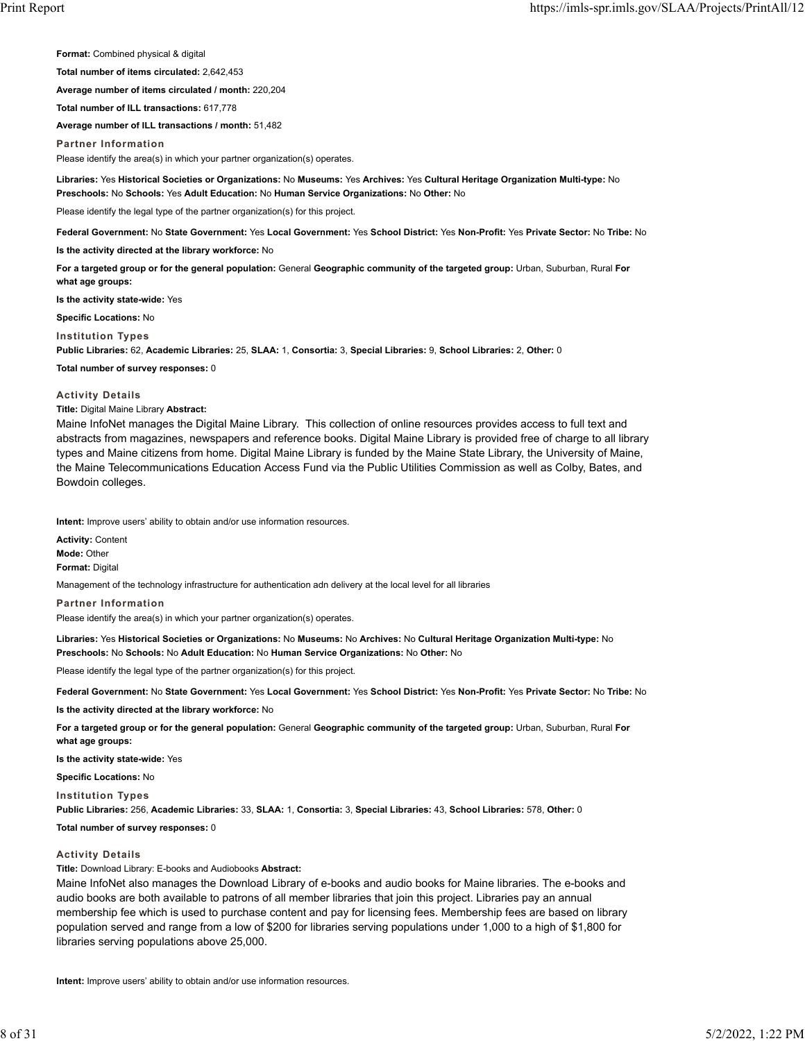**Format:** Combined physical & digital

**Total number of items circulated:** 2,642,453

**Average number of items circulated / month:** 220,204

**Total number of ILL transactions:** 617,778

**Average number of ILL transactions / month:** 51,482

### Partner Information

Please identify the area(s) in which your partner organization(s) operates.

**Libraries:** Yes **Historical Societies or Organizations:** No **Museums:** Yes **Archives:** Yes **Cultural Heritage Organization Multi-type:** No **Preschools:** No **Schools:** Yes **Adult Education:** No **Human Service Organizations:** No **Other:** No

Please identify the legal type of the partner organization(s) for this project.

**Federal Government:** No **State Government:** Yes **Local Government:** Yes **School District:** Yes **Non-Profit:** Yes **Private Sector:** No **Tribe:** No

**Is the activity directed at the library workforce:** No

**For a targeted group or for the general population:** General **Geographic community of the targeted group:** Urban, Suburban, Rural **For what age groups:**

**Is the activity state-wide:** Yes

**Specific Locations:** No

### Institution Types

**Public Libraries:** 62, **Academic Libraries:** 25, **SLAA:** 1, **Consortia:** 3, **Special Libraries:** 9, **School Libraries:** 2, **Other:** 0

**Total number of survey responses:** 0

### Activity Details

**Title:** Digital Maine Library **Abstract:**

Maine InfoNet manages the Digital Maine Library. This collection of online resources provides access to full text and abstracts from magazines, newspapers and reference books. Digital Maine Library is provided free of charge to all library types and Maine citizens from home. Digital Maine Library is funded by the Maine State Library, the University of Maine, the Maine Telecommunications Education Access Fund via the Public Utilities Commission as well as Colby, Bates, and Bowdoin colleges.

**Intent:** Improve users' ability to obtain and/or use information resources.

**Activity:** Content

**Mode:** Other

**Format:** Digital

Management of the technology infrastructure for authentication adn delivery at the local level for all libraries

### Partner Information

Please identify the area(s) in which your partner organization(s) operates.

**Libraries:** Yes **Historical Societies or Organizations:** No **Museums:** No **Archives:** No **Cultural Heritage Organization Multi-type:** No **Preschools:** No **Schools:** No **Adult Education:** No **Human Service Organizations:** No **Other:** No

Please identify the legal type of the partner organization(s) for this project.

**Federal Government:** No **State Government:** Yes **Local Government:** Yes **School District:** Yes **Non-Profit:** Yes **Private Sector:** No **Tribe:** No

**Is the activity directed at the library workforce:** No

**For a targeted group or for the general population:** General **Geographic community of the targeted group:** Urban, Suburban, Rural **For what age groups:**

**Is the activity state-wide:** Yes

**Specific Locations:** No

### Institution Types

**Public Libraries:** 256, **Academic Libraries:** 33, **SLAA:** 1, **Consortia:** 3, **Special Libraries:** 43, **School Libraries:** 578, **Other:** 0

**Total number of survey responses:** 0

### Activity Details

**Title:** Download Library: E-books and Audiobooks **Abstract:**

Maine InfoNet also manages the Download Library of e-books and audio books for Maine libraries. The e-books and audio books are both available to patrons of all member libraries that join this project. Libraries pay an annual membership fee which is used to purchase content and pay for licensing fees. Membership fees are based on library population served and range from a low of $200 for libraries serving populations under 1,000 to a high of $1,800 for libraries serving populations above 25,000.

**Intent:** Improve users' ability to obtain and/or use information resources.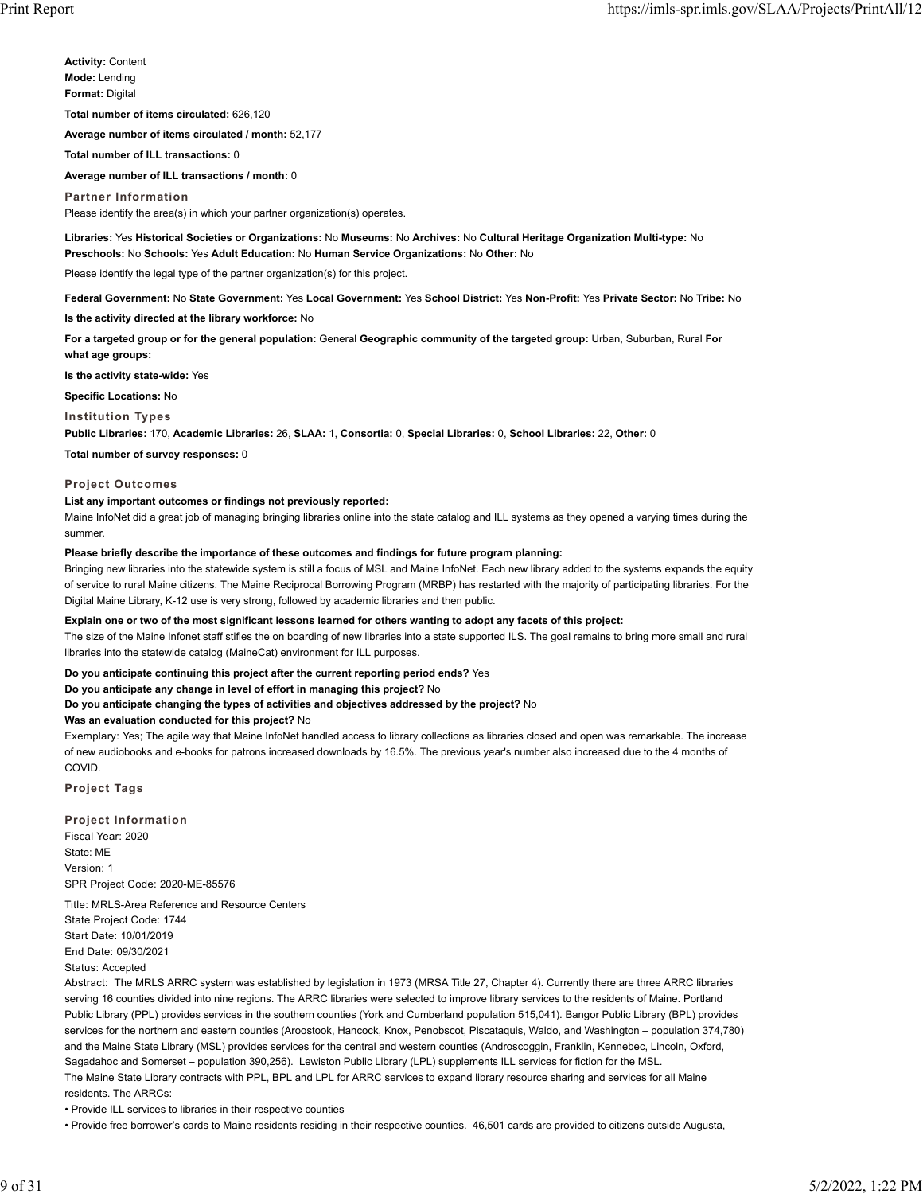**Activity:** Content
**Mode:** Lending
**Format:** Digital

**Total number of items circulated:** 626,120

**Average number of items circulated / month:** 52,177

**Total number of ILL transactions:** 0

**Average number of ILL transactions / month:** 0

### Partner Information

Please identify the area(s) in which your partner organization(s) operates.

**Libraries:** Yes **Historical Societies or Organizations:** No **Museums:** No **Archives:** No **Cultural Heritage Organization Multi-type:** No **Preschools:** No **Schools:** Yes **Adult Education:** No **Human Service Organizations:** No **Other:** No

Please identify the legal type of the partner organization(s) for this project.

**Federal Government:** No **State Government:** Yes **Local Government:** Yes **School District:** Yes **Non-Profit:** Yes **Private Sector:** No **Tribe:** No

**Is the activity directed at the library workforce:** No

**For a targeted group or for the general population:** General **Geographic community of the targeted group:** Urban, Suburban, Rural **For what age groups:**

**Is the activity state-wide:** Yes

**Specific Locations:** No

### Institution Types

**Public Libraries:** 170, **Academic Libraries:** 26, **SLAA:** 1, **Consortia:** 0, **Special Libraries:** 0, **School Libraries:** 22, **Other:** 0

**Total number of survey responses:** 0

### Project Outcomes

**List any important outcomes or findings not previously reported:**

Maine InfoNet did a great job of managing bringing libraries online into the state catalog and ILL systems as they opened a varying times during the summer.

**Please briefly describe the importance of these outcomes and findings for future program planning:**

Bringing new libraries into the statewide system is still a focus of MSL and Maine InfoNet. Each new library added to the systems expands the equity of service to rural Maine citizens. The Maine Reciprocal Borrowing Program (MRBP) has restarted with the majority of participating libraries. For the Digital Maine Library, K-12 use is very strong, followed by academic libraries and then public.

**Explain one or two of the most significant lessons learned for others wanting to adopt any facets of this project:**

The size of the Maine Infonet staff stifles the on boarding of new libraries into a state supported ILS. The goal remains to bring more small and rural libraries into the statewide catalog (MaineCat) environment for ILL purposes.

**Do you anticipate continuing this project after the current reporting period ends?** Yes
**Do you anticipate any change in level of effort in managing this project?** No
**Do you anticipate changing the types of activities and objectives addressed by the project?** No
**Was an evaluation conducted for this project?** No

Exemplary: Yes; The agile way that Maine InfoNet handled access to library collections as libraries closed and open was remarkable. The increase of new audiobooks and e-books for patrons increased downloads by 16.5%. The previous year's number also increased due to the 4 months of COVID.

### Project Tags

### Project Information

Fiscal Year: 2020
State: ME
Version: 1
SPR Project Code: 2020-ME-85576

Title: MRLS-Area Reference and Resource Centers
State Project Code: 1744
Start Date: 10/01/2019
End Date: 09/30/2021
Status: Accepted

Abstract: The MRLS ARRC system was established by legislation in 1973 (MRSA Title 27, Chapter 4). Currently there are three ARRC libraries serving 16 counties divided into nine regions. The ARRC libraries were selected to improve library services to the residents of Maine. Portland Public Library (PPL) provides services in the southern counties (York and Cumberland population 515,041). Bangor Public Library (BPL) provides services for the northern and eastern counties (Aroostook, Hancock, Knox, Penobscot, Piscataquis, Waldo, and Washington – population 374,780) and the Maine State Library (MSL) provides services for the central and western counties (Androscoggin, Franklin, Kennebec, Lincoln, Oxford, Sagadahoc and Somerset – population 390,256). Lewiston Public Library (LPL) supplements ILL services for fiction for the MSL.
The Maine State Library contracts with PPL, BPL and LPL for ARRC services to expand library resource sharing and services for all Maine residents. The ARRCs:

- Provide ILL services to libraries in their respective counties
- Provide free borrower's cards to Maine residents residing in their respective counties. 46,501 cards are provided to citizens outside Augusta,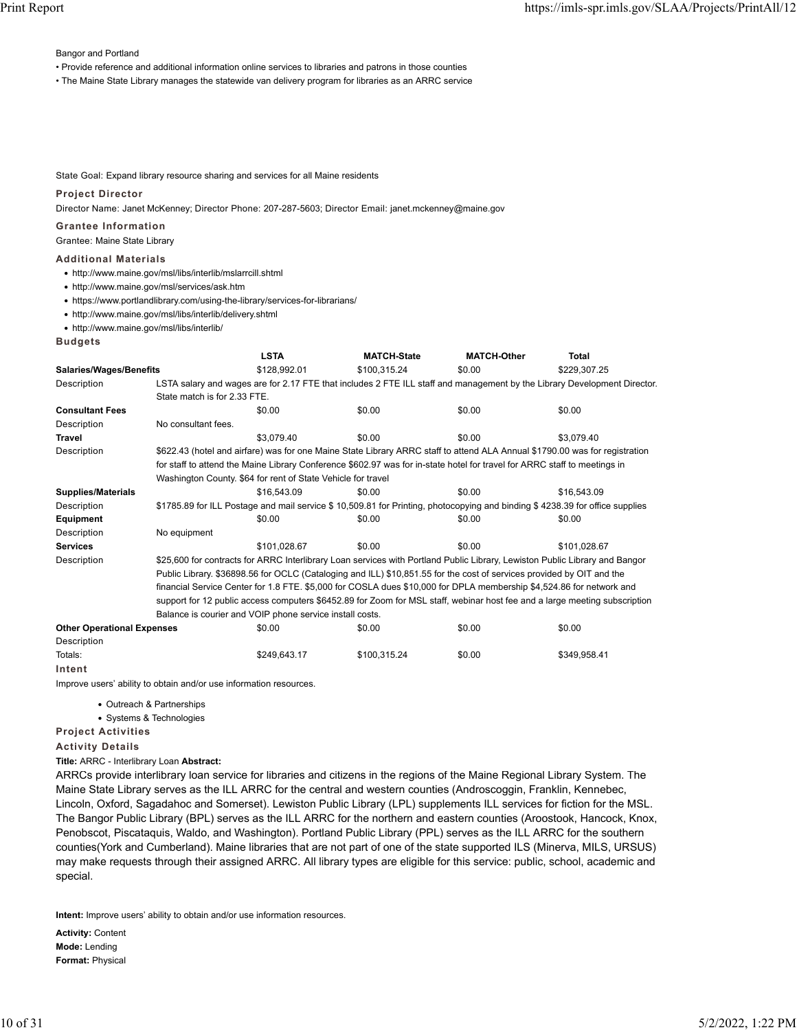Bangor and Portland

- Provide reference and additional information online services to libraries and patrons in those counties
- The Maine State Library manages the statewide van delivery program for libraries as an ARRC service

State Goal: Expand library resource sharing and services for all Maine residents

**Project Director**

Director Name: Janet McKenney; Director Phone: 207-287-5603; Director Email: janet.mckenney@maine.gov

**Grantee Information**

Grantee: Maine State Library

**Additional Materials**

- http://www.maine.gov/msl/libs/interlib/mslarrcill.shtml
- http://www.maine.gov/msl/services/ask.htm
- https://www.portlandlibrary.com/using-the-library/services-for-librarians/
- http://www.maine.gov/msl/libs/interlib/delivery.shtml
- http://www.maine.gov/msl/libs/interlib/

**Budgets**

| | LSTA | MATCH-State | MATCH-Other | Total |
|---|---|---|---|---|
| **Salaries/Wages/Benefits** | $128,992.01 | $100,315.24 | $0.00 | $229,307.25 |
| Description | LSTA salary and wages are for 2.17 FTE that includes 2 FTE ILL staff and management by the Library Development Director. State match is for 2.33 FTE. | | | |
| **Consultant Fees** | $0.00 | $0.00 | $0.00 | $0.00 |
| Description | No consultant fees. | | | |
| **Travel** | $3,079.40 | $0.00 | $0.00 | $3,079.40 |
| Description | $622.43 (hotel and airfare) was for one Maine State Library ARRC staff to attend ALA Annual $1790.00 was for registration for staff to attend the Maine Library Conference $602.97 was for in-state hotel for travel for ARRC staff to meetings in Washington County. $64 for rent of State Vehicle for travel | | | |
| **Supplies/Materials** | $16,543.09 | $0.00 | $0.00 | $16,543.09 |
| Description | $1785.89 for ILL Postage and mail service $ 10,509.81 for Printing, photocopying and binding $ 4238.39 for office supplies | | | |
| **Equipment** | $0.00 | $0.00 | $0.00 | $0.00 |
| Description | No equipment | | | |
| **Services** | $101,028.67 | $0.00 | $0.00 | $101,028.67 |
| Description | $25,600 for contracts for ARRC Interlibrary Loan services with Portland Public Library, Lewiston Public Library and Bangor Public Library. $36898.56 for OCLC (Cataloging and ILL) $10,851.55 for the cost of services provided by OIT and the financial Service Center for 1.8 FTE. $5,000 for COSLA dues $10,000 for DPLA membership $4,524.86 for network and support for 12 public access computers $6452.89 for Zoom for MSL staff, webinar host fee and a large meeting subscription Balance is courier and VOIP phone service install costs. | | | |
| **Other Operational Expenses** | $0.00 | $0.00 | $0.00 | $0.00 |
| Description | | | | |
| Totals: | $249,643.17 | $100,315.24 | $0.00 | $349,958.41 |

**Intent**

Improve users' ability to obtain and/or use information resources.

- Outreach & Partnerships
- Systems & Technologies

**Project Activities**

**Activity Details**

**Title:** ARRC - Interlibrary Loan **Abstract:**

ARRCs provide interlibrary loan service for libraries and citizens in the regions of the Maine Regional Library System. The Maine State Library serves as the ILL ARRC for the central and western counties (Androscoggin, Franklin, Kennebec, Lincoln, Oxford, Sagadahoc and Somerset). Lewiston Public Library (LPL) supplements ILL services for fiction for the MSL. The Bangor Public Library (BPL) serves as the ILL ARRC for the northern and eastern counties (Aroostook, Hancock, Knox, Penobscot, Piscataquis, Waldo, and Washington). Portland Public Library (PPL) serves as the ILL ARRC for the southern counties(York and Cumberland). Maine libraries that are not part of one of the state supported ILS (Minerva, MILS, URSUS) may make requests through their assigned ARRC. All library types are eligible for this service: public, school, academic and special.

**Intent:** Improve users' ability to obtain and/or use information resources.

**Activity:** Content
**Mode:** Lending
**Format:** Physical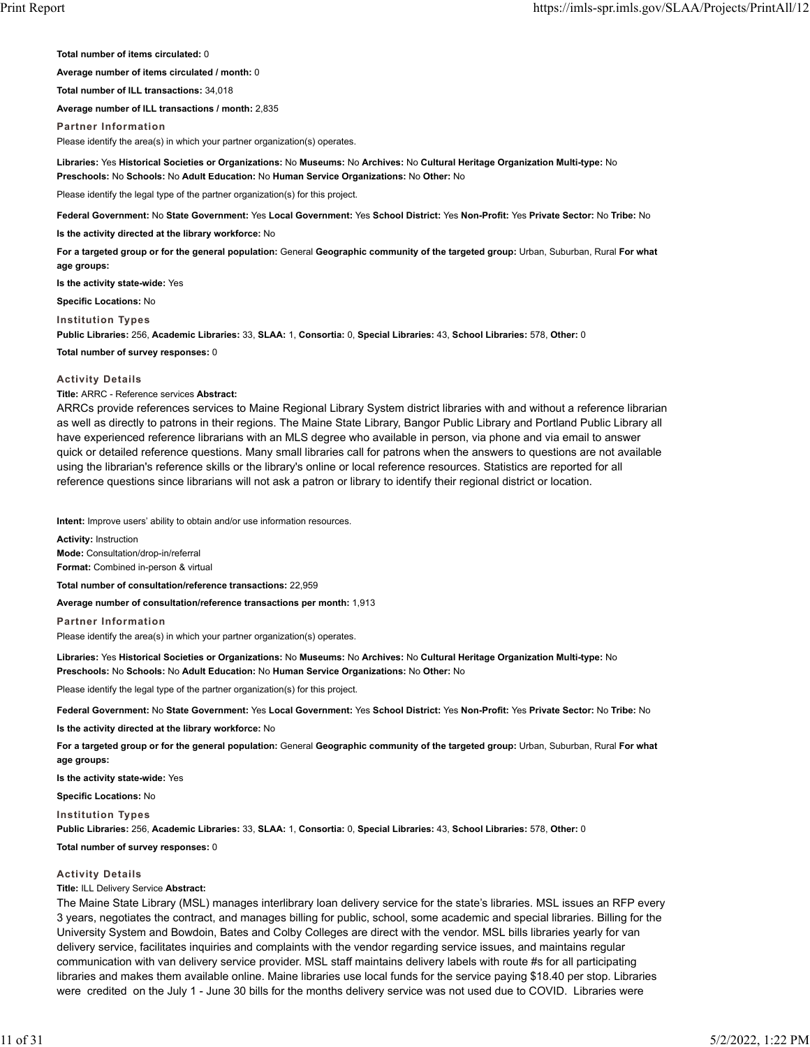**Total number of items circulated:** 0

**Average number of items circulated / month:** 0

**Total number of ILL transactions:** 34,018

**Average number of ILL transactions / month:** 2,835

### Partner Information

Please identify the area(s) in which your partner organization(s) operates.

**Libraries:** Yes **Historical Societies or Organizations:** No **Museums:** No **Archives:** No **Cultural Heritage Organization Multi-type:** No **Preschools:** No **Schools:** No **Adult Education:** No **Human Service Organizations:** No **Other:** No

Please identify the legal type of the partner organization(s) for this project.

**Federal Government:** No **State Government:** Yes **Local Government:** Yes **School District:** Yes **Non-Profit:** Yes **Private Sector:** No **Tribe:** No

**Is the activity directed at the library workforce:** No

**For a targeted group or for the general population:** General **Geographic community of the targeted group:** Urban, Suburban, Rural **For what age groups:**

**Is the activity state-wide:** Yes

**Specific Locations:** No

### Institution Types

**Public Libraries:** 256, **Academic Libraries:** 33, **SLAA:** 1, **Consortia:** 0, **Special Libraries:** 43, **School Libraries:** 578, **Other:** 0

**Total number of survey responses:** 0

### Activity Details

**Title:** ARRC - Reference services **Abstract:**

ARRCs provide references services to Maine Regional Library System district libraries with and without a reference librarian as well as directly to patrons in their regions. The Maine State Library, Bangor Public Library and Portland Public Library all have experienced reference librarians with an MLS degree who available in person, via phone and via email to answer quick or detailed reference questions. Many small libraries call for patrons when the answers to questions are not available using the librarian's reference skills or the library's online or local reference resources. Statistics are reported for all reference questions since librarians will not ask a patron or library to identify their regional district or location.

**Intent:** Improve users' ability to obtain and/or use information resources.

**Activity:** Instruction
**Mode:** Consultation/drop-in/referral
**Format:** Combined in-person & virtual

**Total number of consultation/reference transactions:** 22,959

**Average number of consultation/reference transactions per month:** 1,913

### Partner Information

Please identify the area(s) in which your partner organization(s) operates.

**Libraries:** Yes **Historical Societies or Organizations:** No **Museums:** No **Archives:** No **Cultural Heritage Organization Multi-type:** No **Preschools:** No **Schools:** No **Adult Education:** No **Human Service Organizations:** No **Other:** No

Please identify the legal type of the partner organization(s) for this project.

**Federal Government:** No **State Government:** Yes **Local Government:** Yes **School District:** Yes **Non-Profit:** Yes **Private Sector:** No **Tribe:** No

**Is the activity directed at the library workforce:** No

**For a targeted group or for the general population:** General **Geographic community of the targeted group:** Urban, Suburban, Rural **For what age groups:**

**Is the activity state-wide:** Yes

**Specific Locations:** No

### Institution Types

**Public Libraries:** 256, **Academic Libraries:** 33, **SLAA:** 1, **Consortia:** 0, **Special Libraries:** 43, **School Libraries:** 578, **Other:** 0

**Total number of survey responses:** 0

### Activity Details

**Title:** ILL Delivery Service **Abstract:**

The Maine State Library (MSL) manages interlibrary loan delivery service for the state's libraries. MSL issues an RFP every 3 years, negotiates the contract, and manages billing for public, school, some academic and special libraries. Billing for the University System and Bowdoin, Bates and Colby Colleges are direct with the vendor. MSL bills libraries yearly for van delivery service, facilitates inquiries and complaints with the vendor regarding service issues, and maintains regular communication with van delivery service provider. MSL staff maintains delivery labels with route #s for all participating libraries and makes them available online. Maine libraries use local funds for the service paying $18.40 per stop. Libraries were credited on the July 1 - June 30 bills for the months delivery service was not used due to COVID. Libraries were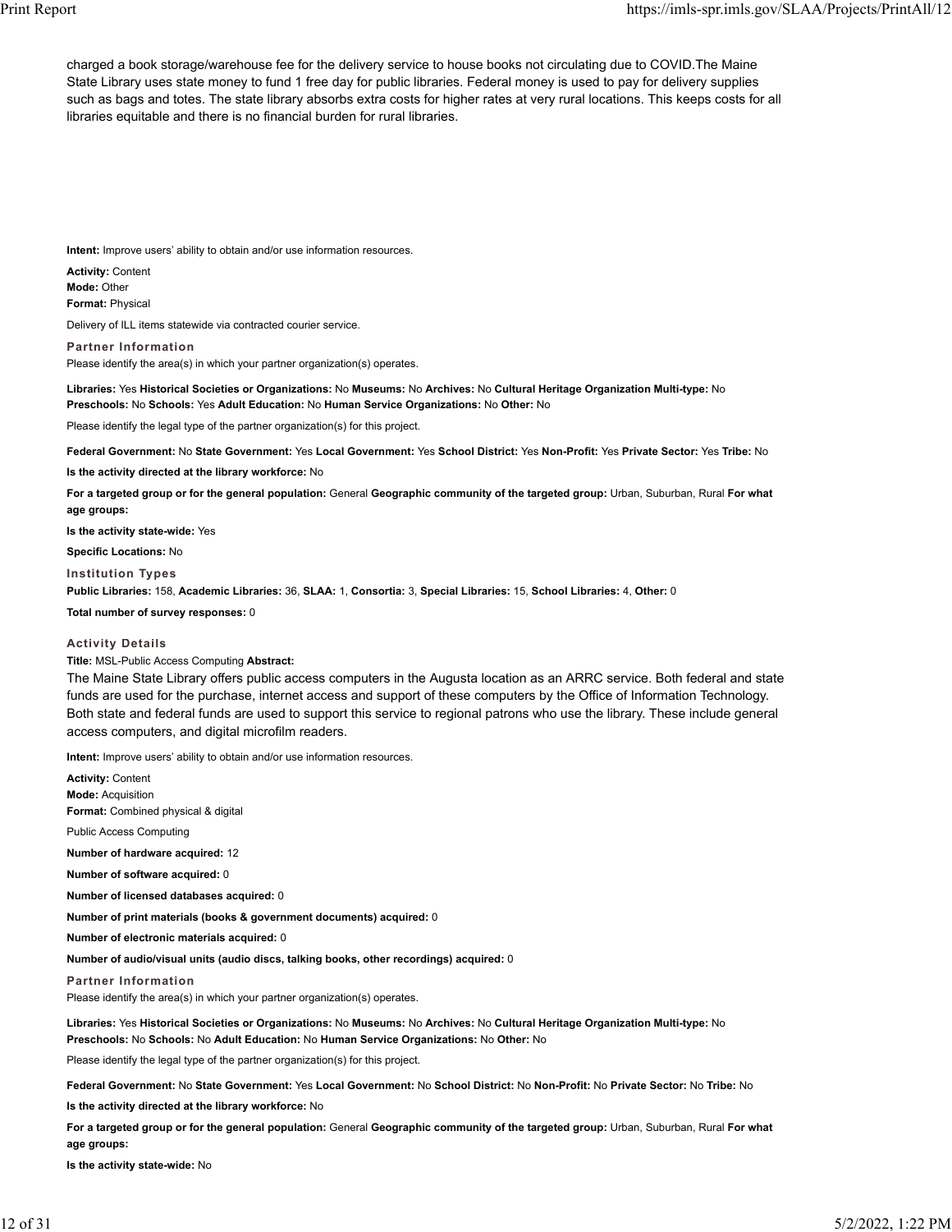charged a book storage/warehouse fee for the delivery service to house books not circulating due to COVID.The Maine State Library uses state money to fund 1 free day for public libraries. Federal money is used to pay for delivery supplies such as bags and totes. The state library absorbs extra costs for higher rates at very rural locations. This keeps costs for all libraries equitable and there is no financial burden for rural libraries.

**Intent:** Improve users' ability to obtain and/or use information resources.

**Activity:** Content
**Mode:** Other
**Format:** Physical

Delivery of ILL items statewide via contracted courier service.

**Partner Information**

Please identify the area(s) in which your partner organization(s) operates.

**Libraries:** Yes **Historical Societies or Organizations:** No **Museums:** No **Archives:** No **Cultural Heritage Organization Multi-type:** No **Preschools:** No **Schools:** Yes **Adult Education:** No **Human Service Organizations:** No **Other:** No

Please identify the legal type of the partner organization(s) for this project.

**Federal Government:** No **State Government:** Yes **Local Government:** Yes **School District:** Yes **Non-Profit:** Yes **Private Sector:** Yes **Tribe:** No

**Is the activity directed at the library workforce:** No

**For a targeted group or for the general population:** General **Geographic community of the targeted group:** Urban, Suburban, Rural **For what age groups:**

**Is the activity state-wide:** Yes

**Specific Locations:** No

**Institution Types**

**Public Libraries:** 158, **Academic Libraries:** 36, **SLAA:** 1, **Consortia:** 3, **Special Libraries:** 15, **School Libraries:** 4, **Other:** 0

**Total number of survey responses:** 0

**Activity Details**

**Title:** MSL-Public Access Computing **Abstract:**

The Maine State Library offers public access computers in the Augusta location as an ARRC service. Both federal and state funds are used for the purchase, internet access and support of these computers by the Office of Information Technology. Both state and federal funds are used to support this service to regional patrons who use the library. These include general access computers, and digital microfilm readers.

**Intent:** Improve users' ability to obtain and/or use information resources.

**Activity:** Content
**Mode:** Acquisition
**Format:** Combined physical & digital

Public Access Computing

**Number of hardware acquired:** 12

**Number of software acquired:** 0

**Number of licensed databases acquired:** 0

**Number of print materials (books & government documents) acquired:** 0

**Number of electronic materials acquired:** 0

**Number of audio/visual units (audio discs, talking books, other recordings) acquired:** 0

**Partner Information**

Please identify the area(s) in which your partner organization(s) operates.

**Libraries:** Yes **Historical Societies or Organizations:** No **Museums:** No **Archives:** No **Cultural Heritage Organization Multi-type:** No **Preschools:** No **Schools:** No **Adult Education:** No **Human Service Organizations:** No **Other:** No

Please identify the legal type of the partner organization(s) for this project.

**Federal Government:** No **State Government:** Yes **Local Government:** No **School District:** No **Non-Profit:** No **Private Sector:** No **Tribe:** No

**Is the activity directed at the library workforce:** No

**For a targeted group or for the general population:** General **Geographic community of the targeted group:** Urban, Suburban, Rural **For what age groups:**

**Is the activity state-wide:** No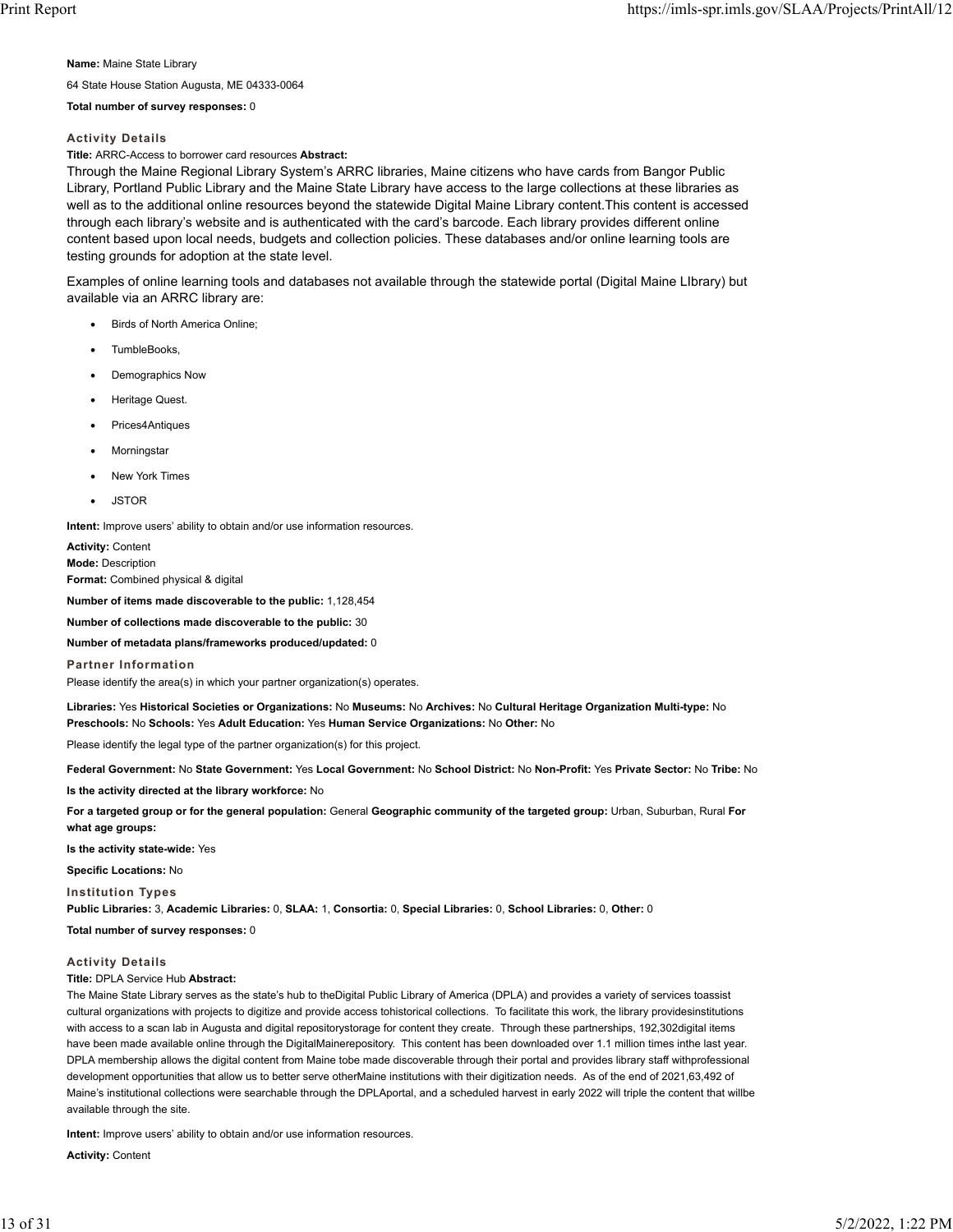**Name:** Maine State Library

64 State House Station Augusta, ME 04333-0064

**Total number of survey responses:** 0

### Activity Details

**Title:** ARRC-Access to borrower card resources **Abstract:**

Through the Maine Regional Library System's ARRC libraries, Maine citizens who have cards from Bangor Public Library, Portland Public Library and the Maine State Library have access to the large collections at these libraries as well as to the additional online resources beyond the statewide Digital Maine Library content.This content is accessed through each library's website and is authenticated with the card's barcode. Each library provides different online content based upon local needs, budgets and collection policies. These databases and/or online learning tools are testing grounds for adoption at the state level.

Examples of online learning tools and databases not available through the statewide portal (Digital Maine LIbrary) but available via an ARRC library are:

- Birds of North America Online;
- TumbleBooks,
- Demographics Now
- Heritage Quest.
- Prices4Antiques
- Morningstar
- New York Times
- JSTOR

**Intent:** Improve users' ability to obtain and/or use information resources.

**Activity:** Content
**Mode:** Description
**Format:** Combined physical & digital

**Number of items made discoverable to the public:** 1,128,454

**Number of collections made discoverable to the public:** 30

**Number of metadata plans/frameworks produced/updated:** 0

### Partner Information

Please identify the area(s) in which your partner organization(s) operates.

**Libraries:** Yes **Historical Societies or Organizations:** No **Museums:** No **Archives:** No **Cultural Heritage Organization Multi-type:** No **Preschools:** No **Schools:** Yes **Adult Education:** Yes **Human Service Organizations:** No **Other:** No

Please identify the legal type of the partner organization(s) for this project.

**Federal Government:** No **State Government:** Yes **Local Government:** No **School District:** No **Non-Profit:** Yes **Private Sector:** No **Tribe:** No

**Is the activity directed at the library workforce:** No

**For a targeted group or for the general population:** General **Geographic community of the targeted group:** Urban, Suburban, Rural **For what age groups:**

**Is the activity state-wide:** Yes

**Specific Locations:** No

### Institution Types

**Public Libraries:** 3, **Academic Libraries:** 0, **SLAA:** 1, **Consortia:** 0, **Special Libraries:** 0, **School Libraries:** 0, **Other:** 0

**Total number of survey responses:** 0

### Activity Details

**Title:** DPLA Service Hub **Abstract:**

The Maine State Library serves as the state's hub to theDigital Public Library of America (DPLA) and provides a variety of services toassist cultural organizations with projects to digitize and provide access tohistorical collections. To facilitate this work, the library providesinstitutions with access to a scan lab in Augusta and digital repositorystorage for content they create. Through these partnerships, 192,302digital items have been made available online through the DigitalMainerepository. This content has been downloaded over 1.1 million times inthe last year. DPLA membership allows the digital content from Maine tobe made discoverable through their portal and provides library staff withprofessional development opportunities that allow us to better serve otherMaine institutions with their digitization needs. As of the end of 2021,63,492 of Maine's institutional collections were searchable through the DPLAportal, and a scheduled harvest in early 2022 will triple the content that willbe available through the site.

**Intent:** Improve users' ability to obtain and/or use information resources.

**Activity:** Content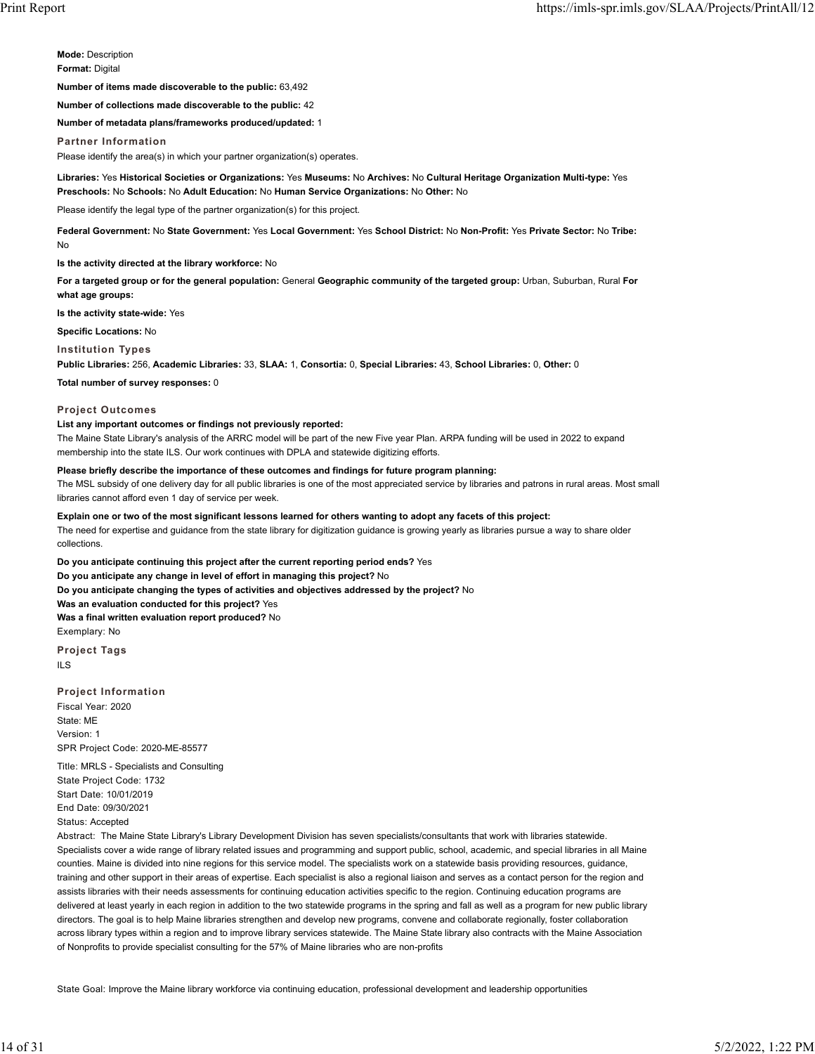**Mode:** Description

**Format:** Digital

**Number of items made discoverable to the public:** 63,492

**Number of collections made discoverable to the public:** 42

**Number of metadata plans/frameworks produced/updated:** 1

### Partner Information

Please identify the area(s) in which your partner organization(s) operates.

**Libraries:** Yes **Historical Societies or Organizations:** Yes **Museums:** No **Archives:** No **Cultural Heritage Organization Multi-type:** Yes **Preschools:** No **Schools:** No **Adult Education:** No **Human Service Organizations:** No **Other:** No

Please identify the legal type of the partner organization(s) for this project.

**Federal Government:** No **State Government:** Yes **Local Government:** Yes **School District:** No **Non-Profit:** Yes **Private Sector:** No **Tribe:** No

**Is the activity directed at the library workforce:** No

**For a targeted group or for the general population:** General **Geographic community of the targeted group:** Urban, Suburban, Rural **For what age groups:**

**Is the activity state-wide:** Yes

**Specific Locations:** No

### Institution Types

**Public Libraries:** 256, **Academic Libraries:** 33, **SLAA:** 1, **Consortia:** 0, **Special Libraries:** 43, **School Libraries:** 0, **Other:** 0

**Total number of survey responses:** 0

### Project Outcomes

**List any important outcomes or findings not previously reported:**

The Maine State Library's analysis of the ARRC model will be part of the new Five year Plan. ARPA funding will be used in 2022 to expand membership into the state ILS. Our work continues with DPLA and statewide digitizing efforts.

**Please briefly describe the importance of these outcomes and findings for future program planning:**

The MSL subsidy of one delivery day for all public libraries is one of the most appreciated service by libraries and patrons in rural areas. Most small libraries cannot afford even 1 day of service per week.

**Explain one or two of the most significant lessons learned for others wanting to adopt any facets of this project:**

The need for expertise and guidance from the state library for digitization guidance is growing yearly as libraries pursue a way to share older collections.

**Do you anticipate continuing this project after the current reporting period ends?** Yes

**Do you anticipate any change in level of effort in managing this project?** No

**Do you anticipate changing the types of activities and objectives addressed by the project?** No

**Was an evaluation conducted for this project?** Yes

**Was a final written evaluation report produced?** No

Exemplary: No

### Project Tags

ILS

### Project Information

Fiscal Year: 2020

State: ME

Version: 1

SPR Project Code: 2020-ME-85577

Title: MRLS - Specialists and Consulting

State Project Code: 1732

Start Date: 10/01/2019

End Date: 09/30/2021

Status: Accepted

Abstract: The Maine State Library's Library Development Division has seven specialists/consultants that work with libraries statewide. Specialists cover a wide range of library related issues and programming and support public, school, academic, and special libraries in all Maine counties. Maine is divided into nine regions for this service model. The specialists work on a statewide basis providing resources, guidance, training and other support in their areas of expertise. Each specialist is also a regional liaison and serves as a contact person for the region and assists libraries with their needs assessments for continuing education activities specific to the region. Continuing education programs are delivered at least yearly in each region in addition to the two statewide programs in the spring and fall as well as a program for new public library directors. The goal is to help Maine libraries strengthen and develop new programs, convene and collaborate regionally, foster collaboration across library types within a region and to improve library services statewide. The Maine State library also contracts with the Maine Association of Nonprofits to provide specialist consulting for the 57% of Maine libraries who are non-profits

State Goal: Improve the Maine library workforce via continuing education, professional development and leadership opportunities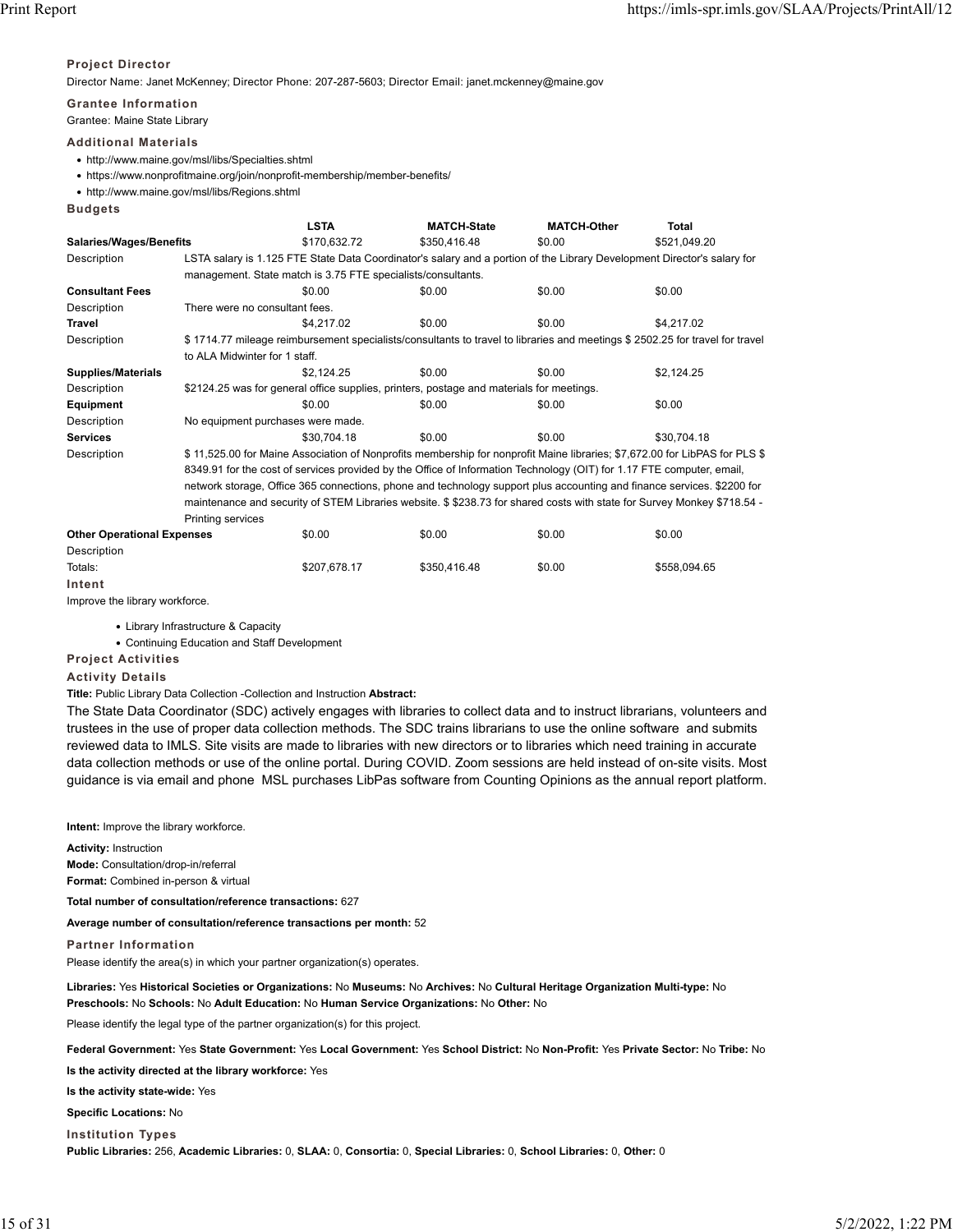### Project Director

Director Name: Janet McKenney; Director Phone: 207-287-5603; Director Email: janet.mckenney@maine.gov

### Grantee Information

Grantee: Maine State Library

### Additional Materials

- http://www.maine.gov/msl/libs/Specialties.shtml
- https://www.nonprofitmaine.org/join/nonprofit-membership/member-benefits/
- http://www.maine.gov/msl/libs/Regions.shtml

### Budgets

| | LSTA | MATCH-State | MATCH-Other | Total |
|---|---|---|---|---|
| **Salaries/Wages/Benefits** | $170,632.72 | $350,416.48 | $0.00 | $521,049.20 |
| Description | LSTA salary is 1.125 FTE State Data Coordinator's salary and a portion of the Library Development Director's salary for management. State match is 3.75 FTE specialists/consultants. | | | |
| **Consultant Fees** | $0.00 | $0.00 | $0.00 | $0.00 |
| Description | There were no consultant fees. | | | |
| **Travel** | $4,217.02 | $0.00 | $0.00 | $4,217.02 |
| Description | $ 1714.77 mileage reimbursement specialists/consultants to travel to libraries and meetings $ 2502.25 for travel for travel to ALA Midwinter for 1 staff. | | | |
| **Supplies/Materials** | $2,124.25 | $0.00 | $0.00 | $2,124.25 |
| Description | $2124.25 was for general office supplies, printers, postage and materials for meetings. | | | |
| **Equipment** | $0.00 | $0.00 | $0.00 | $0.00 |
| Description | No equipment purchases were made. | | | |
| **Services** | $30,704.18 | $0.00 | $0.00 | $30,704.18 |
| Description | $ 11,525.00 for Maine Association of Nonprofits membership for nonprofit Maine libraries; $7,672.00 for LibPAS for PLS $ 8349.91 for the cost of services provided by the Office of Information Technology (OIT) for 1.17 FTE computer, email, network storage, Office 365 connections, phone and technology support plus accounting and finance services. $2200 for maintenance and security of STEM Libraries website. $ $238.73 for shared costs with state for Survey Monkey $718.54 - Printing services | | | |
| **Other Operational Expenses** | $0.00 | $0.00 | $0.00 | $0.00 |
| Description | | | | |
| Totals: | $207,678.17 | $350,416.48 | $0.00 | $558,094.65 |

### Intent

Improve the library workforce.

- Library Infrastructure & Capacity
- Continuing Education and Staff Development

### Project Activities

### Activity Details

**Title:** Public Library Data Collection -Collection and Instruction **Abstract:**

The State Data Coordinator (SDC) actively engages with libraries to collect data and to instruct librarians, volunteers and trustees in the use of proper data collection methods. The SDC trains librarians to use the online software and submits reviewed data to IMLS. Site visits are made to libraries with new directors or to libraries which need training in accurate data collection methods or use of the online portal. During COVID. Zoom sessions are held instead of on-site visits. Most guidance is via email and phone MSL purchases LibPas software from Counting Opinions as the annual report platform.

**Intent:** Improve the library workforce.

**Activity:** Instruction

**Mode:** Consultation/drop-in/referral

**Format:** Combined in-person & virtual

**Total number of consultation/reference transactions:** 627

**Average number of consultation/reference transactions per month:** 52

### Partner Information

Please identify the area(s) in which your partner organization(s) operates.

**Libraries:** Yes **Historical Societies or Organizations:** No **Museums:** No **Archives:** No **Cultural Heritage Organization Multi-type:** No **Preschools:** No **Schools:** No **Adult Education:** No **Human Service Organizations:** No **Other:** No

Please identify the legal type of the partner organization(s) for this project.

**Federal Government:** Yes **State Government:** Yes **Local Government:** Yes **School District:** No **Non-Profit:** Yes **Private Sector:** No **Tribe:** No

**Is the activity directed at the library workforce:** Yes

**Is the activity state-wide:** Yes

**Specific Locations:** No

### Institution Types

**Public Libraries:** 256, **Academic Libraries:** 0, **SLAA:** 0, **Consortia:** 0, **Special Libraries:** 0, **School Libraries:** 0, **Other:** 0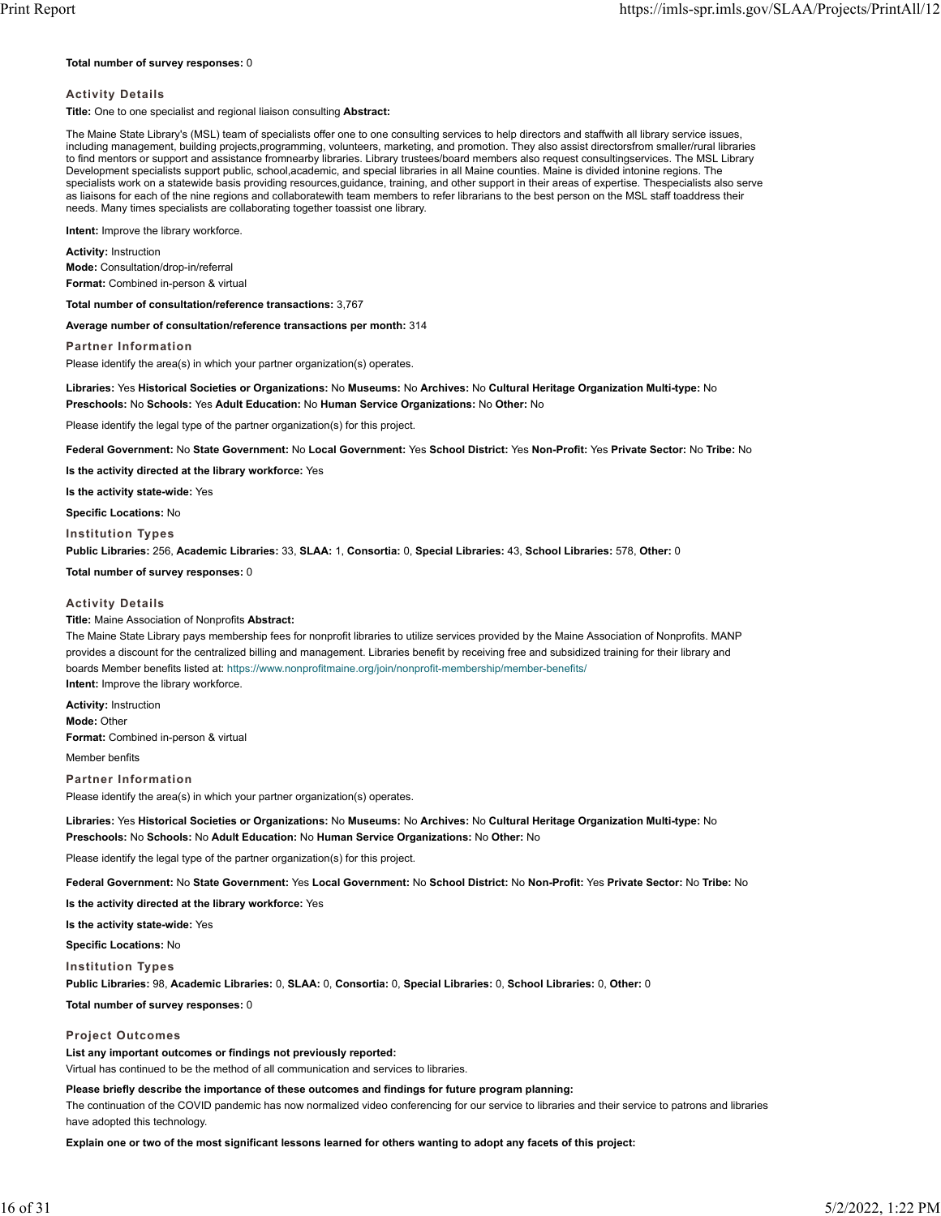**Total number of survey responses:** 0

### Activity Details

**Title:** One to one specialist and regional liaison consulting **Abstract:**

The Maine State Library's (MSL) team of specialists offer one to one consulting services to help directors and staffwith all library service issues, including management, building projects,programming, volunteers, marketing, and promotion. They also assist directorsfrom smaller/rural libraries to find mentors or support and assistance fromnearby libraries. Library trustees/board members also request consultingservices. The MSL Library Development specialists support public, school,academic, and special libraries in all Maine counties. Maine is divided intonine regions. The specialists work on a statewide basis providing resources,guidance, training, and other support in their areas of expertise. Thespecialists also serve as liaisons for each of the nine regions and collaboratewith team members to refer librarians to the best person on the MSL staff toaddress their needs. Many times specialists are collaborating together toassist one library.

**Intent:** Improve the library workforce.

**Activity:** Instruction
**Mode:** Consultation/drop-in/referral
**Format:** Combined in-person & virtual

**Total number of consultation/reference transactions:** 3,767

**Average number of consultation/reference transactions per month:** 314

### Partner Information

Please identify the area(s) in which your partner organization(s) operates.

**Libraries:** Yes **Historical Societies or Organizations:** No **Museums:** No **Archives:** No **Cultural Heritage Organization Multi-type:** No
**Preschools:** No **Schools:** Yes **Adult Education:** No **Human Service Organizations:** No **Other:** No

Please identify the legal type of the partner organization(s) for this project.

**Federal Government:** No **State Government:** No **Local Government:** Yes **School District:** Yes **Non-Profit:** Yes **Private Sector:** No **Tribe:** No

**Is the activity directed at the library workforce:** Yes

**Is the activity state-wide:** Yes

**Specific Locations:** No

### Institution Types

**Public Libraries:** 256, **Academic Libraries:** 33, **SLAA:** 1, **Consortia:** 0, **Special Libraries:** 43, **School Libraries:** 578, **Other:** 0

**Total number of survey responses:** 0

### Activity Details

**Title:** Maine Association of Nonprofits **Abstract:**

The Maine State Library pays membership fees for nonprofit libraries to utilize services provided by the Maine Association of Nonprofits. MANP provides a discount for the centralized billing and management. Libraries benefit by receiving free and subsidized training for their library and boards Member benefits listed at: https://www.nonprofitmaine.org/join/nonprofit-membership/member-benefits/

**Intent:** Improve the library workforce.

**Activity:** Instruction
**Mode:** Other
**Format:** Combined in-person & virtual

Member benfits

### Partner Information

Please identify the area(s) in which your partner organization(s) operates.

**Libraries:** Yes **Historical Societies or Organizations:** No **Museums:** No **Archives:** No **Cultural Heritage Organization Multi-type:** No
**Preschools:** No **Schools:** No **Adult Education:** No **Human Service Organizations:** No **Other:** No

Please identify the legal type of the partner organization(s) for this project.

**Federal Government:** No **State Government:** Yes **Local Government:** No **School District:** No **Non-Profit:** Yes **Private Sector:** No **Tribe:** No

**Is the activity directed at the library workforce:** Yes

**Is the activity state-wide:** Yes

**Specific Locations:** No

### Institution Types

**Public Libraries:** 98, **Academic Libraries:** 0, **SLAA:** 0, **Consortia:** 0, **Special Libraries:** 0, **School Libraries:** 0, **Other:** 0

**Total number of survey responses:** 0

### Project Outcomes

**List any important outcomes or findings not previously reported:**
Virtual has continued to be the method of all communication and services to libraries.

**Please briefly describe the importance of these outcomes and findings for future program planning:**
The continuation of the COVID pandemic has now normalized video conferencing for our service to libraries and their service to patrons and libraries have adopted this technology.

**Explain one or two of the most significant lessons learned for others wanting to adopt any facets of this project:**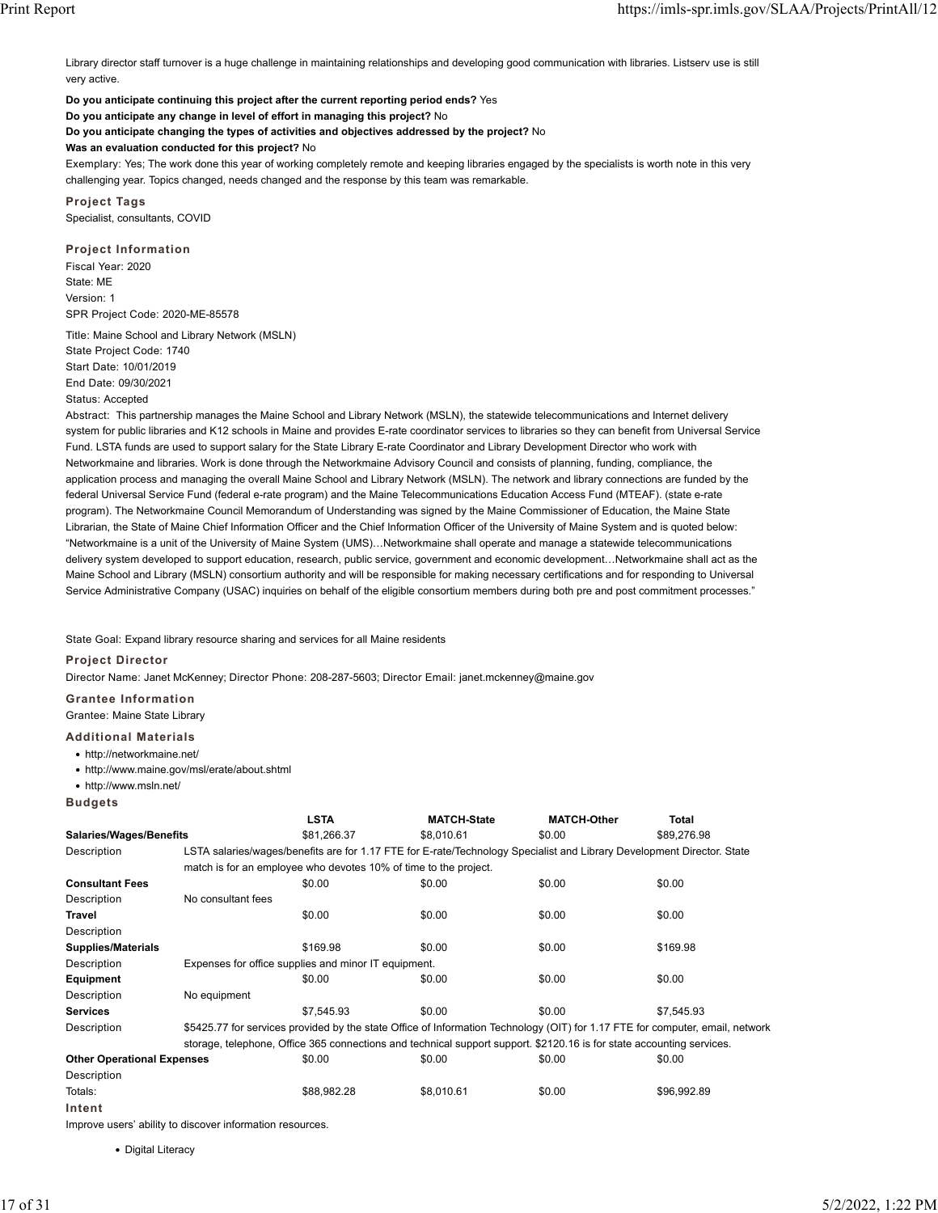Library director staff turnover is a huge challenge in maintaining relationships and developing good communication with libraries. Listserv use is still very active.

**Do you anticipate continuing this project after the current reporting period ends?** Yes

**Do you anticipate any change in level of effort in managing this project?** No

**Do you anticipate changing the types of activities and objectives addressed by the project?** No

**Was an evaluation conducted for this project?** No

Exemplary: Yes; The work done this year of working completely remote and keeping libraries engaged by the specialists is worth note in this very challenging year. Topics changed, needs changed and the response by this team was remarkable.

### Project Tags

Specialist, consultants, COVID

### Project Information

Fiscal Year: 2020
State: ME
Version: 1
SPR Project Code: 2020-ME-85578

Title: Maine School and Library Network (MSLN)
State Project Code: 1740
Start Date: 10/01/2019
End Date: 09/30/2021
Status: Accepted

Abstract: This partnership manages the Maine School and Library Network (MSLN), the statewide telecommunications and Internet delivery system for public libraries and K12 schools in Maine and provides E-rate coordinator services to libraries so they can benefit from Universal Service Fund. LSTA funds are used to support salary for the State Library E-rate Coordinator and Library Development Director who work with Networkmaine and libraries. Work is done through the Networkmaine Advisory Council and consists of planning, funding, compliance, the application process and managing the overall Maine School and Library Network (MSLN). The network and library connections are funded by the federal Universal Service Fund (federal e-rate program) and the Maine Telecommunications Education Access Fund (MTEAF). (state e-rate program). The Networkmaine Council Memorandum of Understanding was signed by the Maine Commissioner of Education, the Maine State Librarian, the State of Maine Chief Information Officer and the Chief Information Officer of the University of Maine System and is quoted below: "Networkmaine is a unit of the University of Maine System (UMS)…Networkmaine shall operate and manage a statewide telecommunications delivery system developed to support education, research, public service, government and economic development…Networkmaine shall act as the Maine School and Library (MSLN) consortium authority and will be responsible for making necessary certifications and for responding to Universal Service Administrative Company (USAC) inquiries on behalf of the eligible consortium members during both pre and post commitment processes."

State Goal: Expand library resource sharing and services for all Maine residents

### Project Director

Director Name: Janet McKenney; Director Phone: 208-287-5603; Director Email: janet.mckenney@maine.gov

### Grantee Information

Grantee: Maine State Library

### Additional Materials

- http://networkmaine.net/
- http://www.maine.gov/msl/erate/about.shtml
- http://www.msln.net/

### Budgets

| | LSTA | MATCH-State | MATCH-Other | Total |
|---|---|---|---|---|
| **Salaries/Wages/Benefits** | $81,266.37 | $8,010.61 | $0.00 | $89,276.98 |
| Description | LSTA salaries/wages/benefits are for 1.17 FTE for E-rate/Technology Specialist and Library Development Director. State match is for an employee who devotes 10% of time to the project. | | | |
| **Consultant Fees** | $0.00 | $0.00 | $0.00 | $0.00 |
| Description | No consultant fees | | | |
| **Travel** | $0.00 | $0.00 | $0.00 | $0.00 |
| Description | | | | |
| **Supplies/Materials** | $169.98 | $0.00 | $0.00 | $169.98 |
| Description | Expenses for office supplies and minor IT equipment. | | | |
| **Equipment** | $0.00 | $0.00 | $0.00 | $0.00 |
| Description | No equipment | | | |
| **Services** | $7,545.93 | $0.00 | $0.00 | $7,545.93 |
| Description | $5425.77 for services provided by the state Office of Information Technology (OIT) for 1.17 FTE for computer, email, network storage, telephone, Office 365 connections and technical support support. $2120.16 is for state accounting services. | | | |
| **Other Operational Expenses** | $0.00 | $0.00 | $0.00 | $0.00 |
| Description | | | | |
| Totals: | $88,982.28 | $8,010.61 | $0.00 | $96,992.89 |

### Intent

Improve users' ability to discover information resources.

- Digital Literacy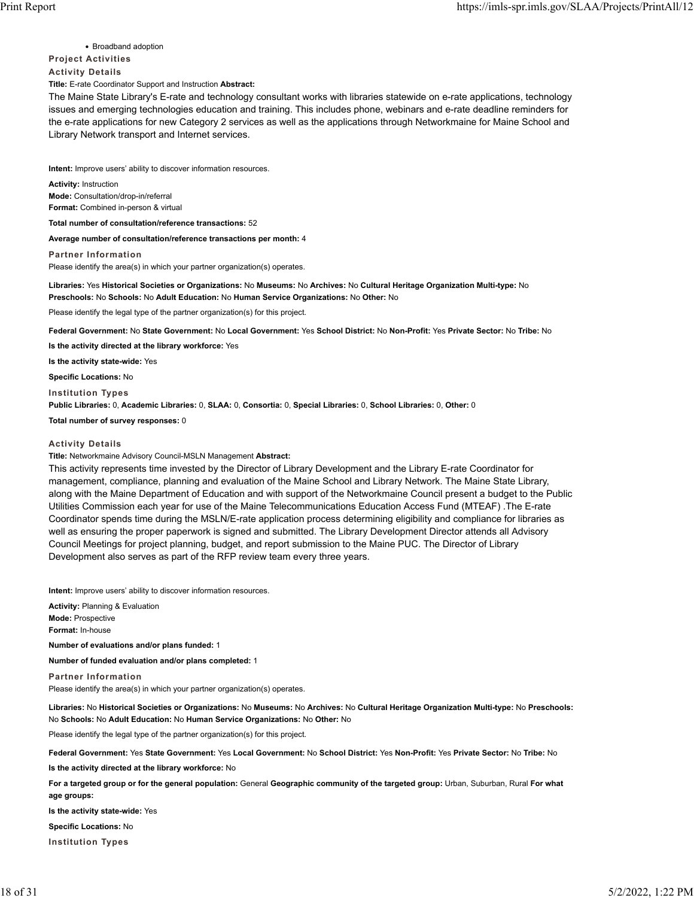- Broadband adoption

**Project Activities**

**Activity Details**

**Title:** E-rate Coordinator Support and Instruction **Abstract:**

The Maine State Library's E-rate and technology consultant works with libraries statewide on e-rate applications, technology issues and emerging technologies education and training. This includes phone, webinars and e-rate deadline reminders for the e-rate applications for new Category 2 services as well as the applications through Networkmaine for Maine School and Library Network transport and Internet services.

**Intent:** Improve users' ability to discover information resources.

**Activity:** Instruction
**Mode:** Consultation/drop-in/referral
**Format:** Combined in-person & virtual

**Total number of consultation/reference transactions:** 52

**Average number of consultation/reference transactions per month:** 4

**Partner Information**

Please identify the area(s) in which your partner organization(s) operates.

**Libraries:** Yes **Historical Societies or Organizations:** No **Museums:** No **Archives:** No **Cultural Heritage Organization Multi-type:** No **Preschools:** No **Schools:** No **Adult Education:** No **Human Service Organizations:** No **Other:** No

Please identify the legal type of the partner organization(s) for this project.

**Federal Government:** No **State Government:** No **Local Government:** Yes **School District:** No **Non-Profit:** Yes **Private Sector:** No **Tribe:** No

**Is the activity directed at the library workforce:** Yes

**Is the activity state-wide:** Yes

**Specific Locations:** No

**Institution Types**

**Public Libraries:** 0, **Academic Libraries:** 0, **SLAA:** 0, **Consortia:** 0, **Special Libraries:** 0, **School Libraries:** 0, **Other:** 0

**Total number of survey responses:** 0

**Activity Details**

**Title:** Networkmaine Advisory Council-MSLN Management **Abstract:**

This activity represents time invested by the Director of Library Development and the Library E-rate Coordinator for management, compliance, planning and evaluation of the Maine School and Library Network. The Maine State Library, along with the Maine Department of Education and with support of the Networkmaine Council present a budget to the Public Utilities Commission each year for use of the Maine Telecommunications Education Access Fund (MTEAF) .The E-rate Coordinator spends time during the MSLN/E-rate application process determining eligibility and compliance for libraries as well as ensuring the proper paperwork is signed and submitted. The Library Development Director attends all Advisory Council Meetings for project planning, budget, and report submission to the Maine PUC. The Director of Library Development also serves as part of the RFP review team every three years.

**Intent:** Improve users' ability to discover information resources.

**Activity:** Planning & Evaluation
**Mode:** Prospective
**Format:** In-house

**Number of evaluations and/or plans funded:** 1

**Number of funded evaluation and/or plans completed:** 1

**Partner Information**

Please identify the area(s) in which your partner organization(s) operates.

**Libraries:** No **Historical Societies or Organizations:** No **Museums:** No **Archives:** No **Cultural Heritage Organization Multi-type:** No **Preschools:** No **Schools:** No **Adult Education:** No **Human Service Organizations:** No **Other:** No

Please identify the legal type of the partner organization(s) for this project.

**Federal Government:** Yes **State Government:** Yes **Local Government:** No **School District:** Yes **Non-Profit:** Yes **Private Sector:** No **Tribe:** No

**Is the activity directed at the library workforce:** No

**For a targeted group or for the general population:** General **Geographic community of the targeted group:** Urban, Suburban, Rural **For what age groups:**

**Is the activity state-wide:** Yes

**Specific Locations:** No

**Institution Types**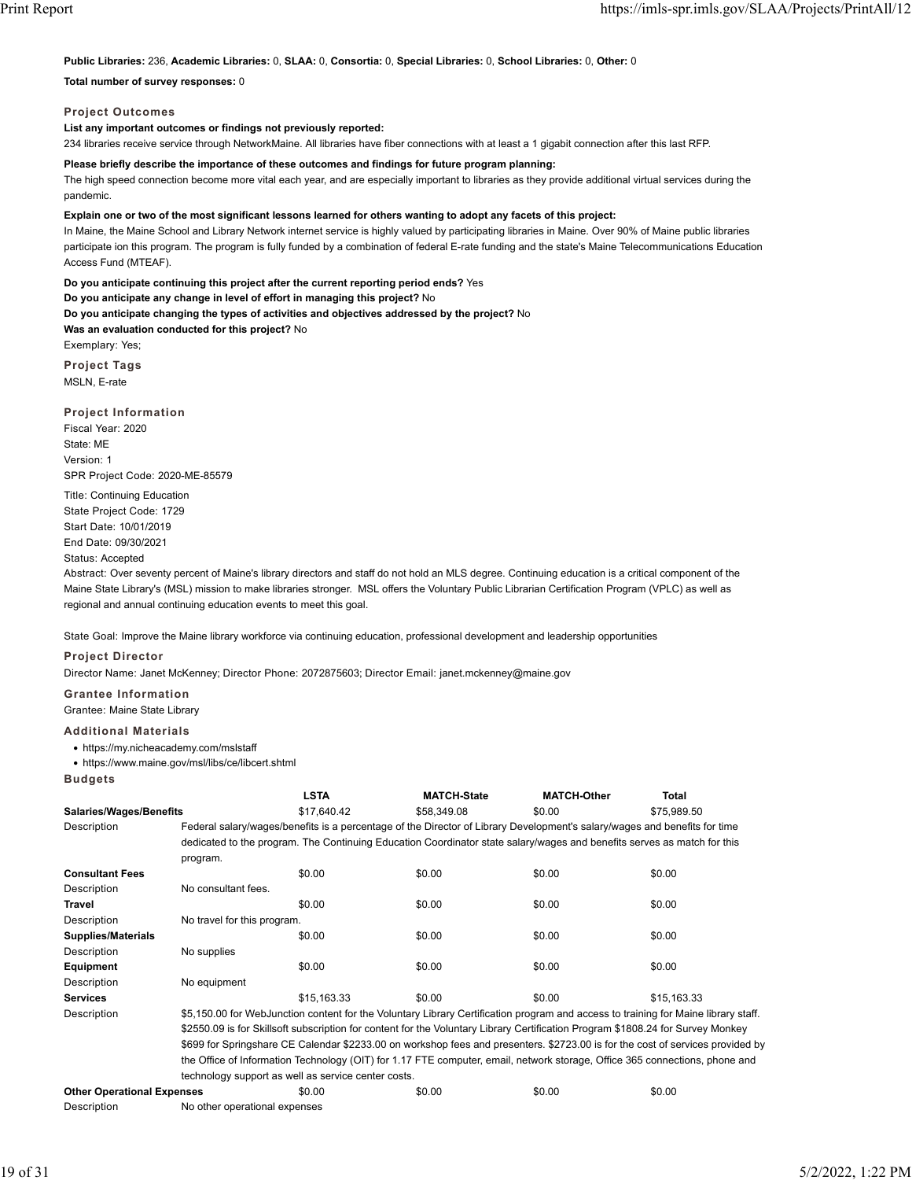**Public Libraries:** 236, **Academic Libraries:** 0, **SLAA:** 0, **Consortia:** 0, **Special Libraries:** 0, **School Libraries:** 0, **Other:** 0

**Total number of survey responses:** 0

### Project Outcomes

**List any important outcomes or findings not previously reported:**

234 libraries receive service through NetworkMaine. All libraries have fiber connections with at least a 1 gigabit connection after this last RFP.

**Please briefly describe the importance of these outcomes and findings for future program planning:**

The high speed connection become more vital each year, and are especially important to libraries as they provide additional virtual services during the pandemic.

**Explain one or two of the most significant lessons learned for others wanting to adopt any facets of this project:**

In Maine, the Maine School and Library Network internet service is highly valued by participating libraries in Maine. Over 90% of Maine public libraries participate ion this program. The program is fully funded by a combination of federal E-rate funding and the state's Maine Telecommunications Education Access Fund (MTEAF).

**Do you anticipate continuing this project after the current reporting period ends?** Yes
**Do you anticipate any change in level of effort in managing this project?** No
**Do you anticipate changing the types of activities and objectives addressed by the project?** No
**Was an evaluation conducted for this project?** No
Exemplary: Yes;

### Project Tags

MSLN, E-rate

### Project Information

Fiscal Year: 2020
State: ME
Version: 1
SPR Project Code: 2020-ME-85579

Title: Continuing Education
State Project Code: 1729
Start Date: 10/01/2019
End Date: 09/30/2021
Status: Accepted
Abstract: Over seventy percent of Maine's library directors and staff do not hold an MLS degree. Continuing education is a critical component of the Maine State Library's (MSL) mission to make libraries stronger. MSL offers the Voluntary Public Librarian Certification Program (VPLC) as well as regional and annual continuing education events to meet this goal.

State Goal: Improve the Maine library workforce via continuing education, professional development and leadership opportunities

### Project Director

Director Name: Janet McKenney; Director Phone: 2072875603; Director Email: janet.mckenney@maine.gov

### Grantee Information

Grantee: Maine State Library

### Additional Materials

- https://my.nicheacademy.com/mslstaff
- https://www.maine.gov/msl/libs/ce/libcert.shtml

### Budgets

| | LSTA | MATCH-State | MATCH-Other | Total |
|---|---|---|---|---|
| **Salaries/Wages/Benefits** | $17,640.42 | $58,349.08 | $0.00 | $75,989.50 |
| Description | Federal salary/wages/benefits is a percentage of the Director of Library Development's salary/wages and benefits for time dedicated to the program. The Continuing Education Coordinator state salary/wages and benefits serves as match for this program. | | | |
| **Consultant Fees** | $0.00 | $0.00 | $0.00 | $0.00 |
| Description | No consultant fees. | | | |
| **Travel** | $0.00 | $0.00 | $0.00 | $0.00 |
| Description | No travel for this program. | | | |
| **Supplies/Materials** | $0.00 | $0.00 | $0.00 | $0.00 |
| Description | No supplies | | | |
| **Equipment** | $0.00 | $0.00 | $0.00 | $0.00 |
| Description | No equipment | | | |
| **Services** | $15,163.33 | $0.00 | $0.00 | $15,163.33 |
| Description | $5,150.00 for WebJunction content for the Voluntary Library Certification program and access to training for Maine library staff. $2550.09 is for Skillsoft subscription for content for the Voluntary Library Certification Program $1808.24 for Survey Monkey $699 for Springshare CE Calendar $2233.00 on workshop fees and presenters. $2723.00 is for the cost of services provided by the Office of Information Technology (OIT) for 1.17 FTE computer, email, network storage, Office 365 connections, phone and technology support as well as service center costs. | | | |
| **Other Operational Expenses** | $0.00 | $0.00 | $0.00 | $0.00 |
| Description | No other operational expenses | | | |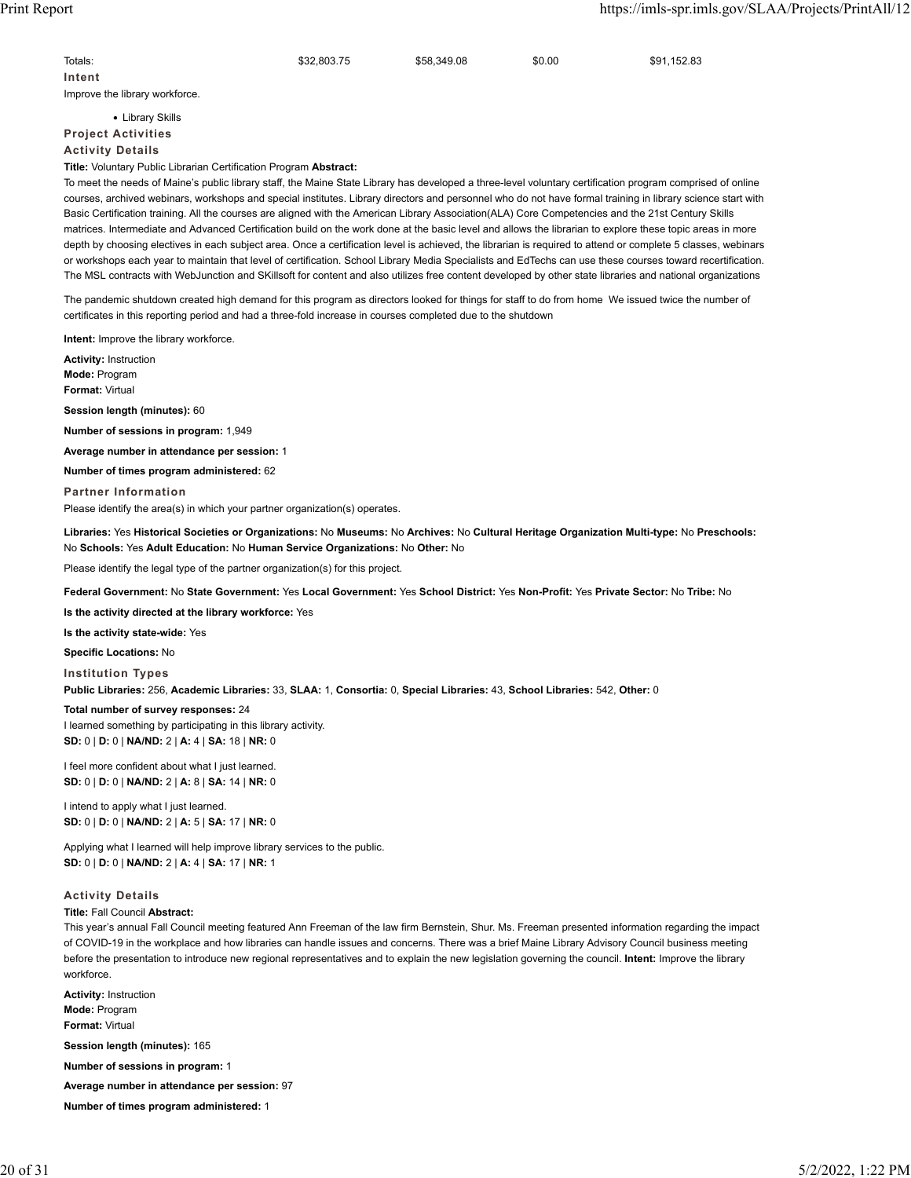| Totals: | $32,803.75 | $58,349.08 | $0.00 | $91,152.83 |
|---|---|---|---|---|

**Intent**

Improve the library workforce.

- Library Skills

**Project Activities**

**Activity Details**

**Title:** Voluntary Public Librarian Certification Program **Abstract:**

To meet the needs of Maine's public library staff, the Maine State Library has developed a three-level voluntary certification program comprised of online courses, archived webinars, workshops and special institutes. Library directors and personnel who do not have formal training in library science start with Basic Certification training. All the courses are aligned with the American Library Association(ALA) Core Competencies and the 21st Century Skills matrices. Intermediate and Advanced Certification build on the work done at the basic level and allows the librarian to explore these topic areas in more depth by choosing electives in each subject area. Once a certification level is achieved, the librarian is required to attend or complete 5 classes, webinars or workshops each year to maintain that level of certification. School Library Media Specialists and EdTechs can use these courses toward recertification. The MSL contracts with WebJunction and SKillsoft for content and also utilizes free content developed by other state libraries and national organizations

The pandemic shutdown created high demand for this program as directors looked for things for staff to do from home We issued twice the number of certificates in this reporting period and had a three-fold increase in courses completed due to the shutdown

**Intent:** Improve the library workforce.

**Activity:** Instruction
**Mode:** Program
**Format:** Virtual

**Session length (minutes):** 60

**Number of sessions in program:** 1,949

**Average number in attendance per session:** 1

**Number of times program administered:** 62

**Partner Information**

Please identify the area(s) in which your partner organization(s) operates.

**Libraries:** Yes **Historical Societies or Organizations:** No **Museums:** No **Archives:** No **Cultural Heritage Organization Multi-type:** No **Preschools:** No **Schools:** Yes **Adult Education:** No **Human Service Organizations:** No **Other:** No

Please identify the legal type of the partner organization(s) for this project.

**Federal Government:** No **State Government:** Yes **Local Government:** Yes **School District:** Yes **Non-Profit:** Yes **Private Sector:** No **Tribe:** No

**Is the activity directed at the library workforce:** Yes

**Is the activity state-wide:** Yes

**Specific Locations:** No

**Institution Types**

**Public Libraries:** 256, **Academic Libraries:** 33, **SLAA:** 1, **Consortia:** 0, **Special Libraries:** 43, **School Libraries:** 542, **Other:** 0

**Total number of survey responses:** 24

I learned something by participating in this library activity.
**SD:** 0 | **D:** 0 | **NA/ND:** 2 | **A:** 4 | **SA:** 18 | **NR:** 0

I feel more confident about what I just learned.
**SD:** 0 | **D:** 0 | **NA/ND:** 2 | **A:** 8 | **SA:** 14 | **NR:** 0

I intend to apply what I just learned.
**SD:** 0 | **D:** 0 | **NA/ND:** 2 | **A:** 5 | **SA:** 17 | **NR:** 0

Applying what I learned will help improve library services to the public.
**SD:** 0 | **D:** 0 | **NA/ND:** 2 | **A:** 4 | **SA:** 17 | **NR:** 1

**Activity Details**

**Title:** Fall Council **Abstract:**

This year's annual Fall Council meeting featured Ann Freeman of the law firm Bernstein, Shur. Ms. Freeman presented information regarding the impact of COVID-19 in the workplace and how libraries can handle issues and concerns. There was a brief Maine Library Advisory Council business meeting before the presentation to introduce new regional representatives and to explain the new legislation governing the council. **Intent:** Improve the library workforce.

**Activity:** Instruction
**Mode:** Program
**Format:** Virtual

**Session length (minutes):** 165

**Number of sessions in program:** 1

**Average number in attendance per session:** 97

**Number of times program administered:** 1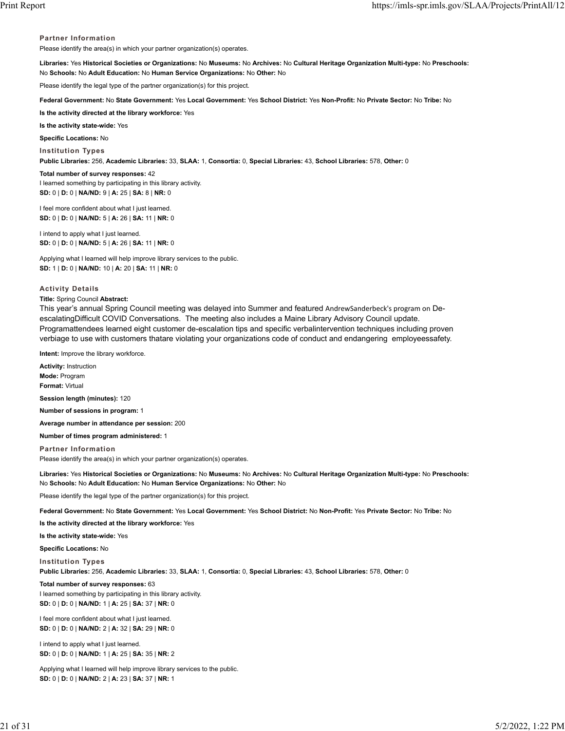#### Partner Information

Please identify the area(s) in which your partner organization(s) operates.

**Libraries:** Yes **Historical Societies or Organizations:** No **Museums:** No **Archives:** No **Cultural Heritage Organization Multi-type:** No **Preschools:** No **Schools:** No **Adult Education:** No **Human Service Organizations:** No **Other:** No

Please identify the legal type of the partner organization(s) for this project.

**Federal Government:** No **State Government:** Yes **Local Government:** Yes **School District:** Yes **Non-Profit:** No **Private Sector:** No **Tribe:** No

**Is the activity directed at the library workforce:** Yes

**Is the activity state-wide:** Yes

**Specific Locations:** No

#### Institution Types

**Public Libraries:** 256, **Academic Libraries:** 33, **SLAA:** 1, **Consortia:** 0, **Special Libraries:** 43, **School Libraries:** 578, **Other:** 0

**Total number of survey responses:** 42

I learned something by participating in this library activity.
**SD:** 0 | **D:** 0 | **NA/ND:** 9 | **A:** 25 | **SA:** 8 | **NR:** 0

I feel more confident about what I just learned.
**SD:** 0 | **D:** 0 | **NA/ND:** 5 | **A:** 26 | **SA:** 11 | **NR:** 0

I intend to apply what I just learned.
**SD:** 0 | **D:** 0 | **NA/ND:** 5 | **A:** 26 | **SA:** 11 | **NR:** 0

Applying what I learned will help improve library services to the public.
**SD:** 1 | **D:** 0 | **NA/ND:** 10 | **A:** 20 | **SA:** 11 | **NR:** 0

#### Activity Details

**Title:** Spring Council **Abstract:**

This year's annual Spring Council meeting was delayed into Summer and featured AndrewSanderbeck's program on De-escalatingDifficult COVID Conversations. The meeting also includes a Maine Library Advisory Council update. Programattendees learned eight customer de-escalation tips and specific verbalintervention techniques including proven verbiage to use with customers thatare violating your organizations code of conduct and endangering employeessafety.

**Intent:** Improve the library workforce.

**Activity:** Instruction
**Mode:** Program
**Format:** Virtual

**Session length (minutes):** 120

**Number of sessions in program:** 1

**Average number in attendance per session:** 200

**Number of times program administered:** 1

#### Partner Information

Please identify the area(s) in which your partner organization(s) operates.

**Libraries:** Yes **Historical Societies or Organizations:** No **Museums:** No **Archives:** No **Cultural Heritage Organization Multi-type:** No **Preschools:** No **Schools:** No **Adult Education:** No **Human Service Organizations:** No **Other:** No

Please identify the legal type of the partner organization(s) for this project.

**Federal Government:** No **State Government:** Yes **Local Government:** Yes **School District:** No **Non-Profit:** Yes **Private Sector:** No **Tribe:** No

**Is the activity directed at the library workforce:** Yes

**Is the activity state-wide:** Yes

**Specific Locations:** No

#### Institution Types

**Public Libraries:** 256, **Academic Libraries:** 33, **SLAA:** 1, **Consortia:** 0, **Special Libraries:** 43, **School Libraries:** 578, **Other:** 0

**Total number of survey responses:** 63

I learned something by participating in this library activity.
**SD:** 0 | **D:** 0 | **NA/ND:** 1 | **A:** 25 | **SA:** 37 | **NR:** 0

I feel more confident about what I just learned.
**SD:** 0 | **D:** 0 | **NA/ND:** 2 | **A:** 32 | **SA:** 29 | **NR:** 0

I intend to apply what I just learned.
**SD:** 0 | **D:** 0 | **NA/ND:** 1 | **A:** 25 | **SA:** 35 | **NR:** 2

Applying what I learned will help improve library services to the public.
**SD:** 0 | **D:** 0 | **NA/ND:** 2 | **A:** 23 | **SA:** 37 | **NR:** 1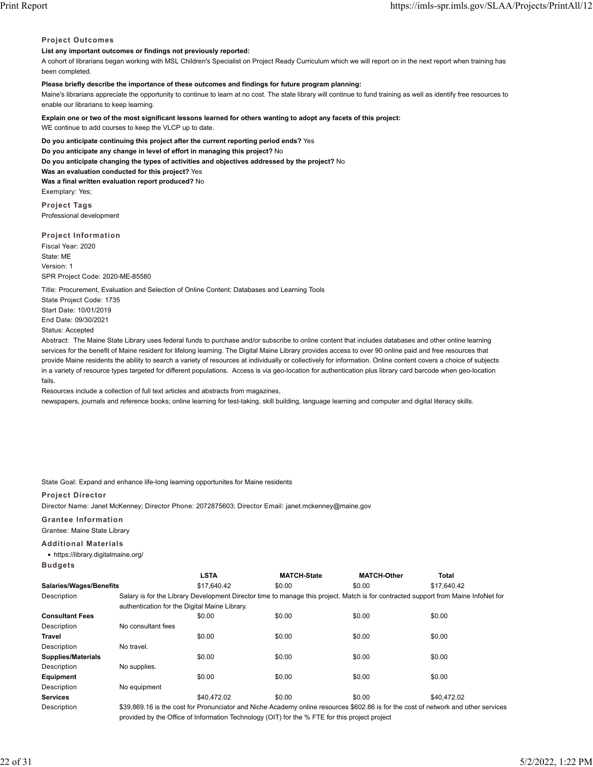### Project Outcomes

**List any important outcomes or findings not previously reported:**

A cohort of librarians began working with MSL Children's Specialist on Project Ready Curriculum which we will report on in the next report when training has been completed.

**Please briefly describe the importance of these outcomes and findings for future program planning:**

Maine's librarians appreciate the opportunity to continue to learn at no cost. The state library will continue to fund training as well as identify free resources to enable our librarians to keep learning.

**Explain one or two of the most significant lessons learned for others wanting to adopt any facets of this project:**

WE continue to add courses to keep the VLCP up to date.

**Do you anticipate continuing this project after the current reporting period ends?** Yes

**Do you anticipate any change in level of effort in managing this project?** No

**Do you anticipate changing the types of activities and objectives addressed by the project?** No

**Was an evaluation conducted for this project?** Yes

**Was a final written evaluation report produced?** No

Exemplary: Yes;

### Project Tags

Professional development

### Project Information

Fiscal Year: 2020

State: ME

Version: 1

SPR Project Code: 2020-ME-85580

Title: Procurement, Evaluation and Selection of Online Content: Databases and Learning Tools

State Project Code: 1735

Start Date: 10/01/2019

End Date: 09/30/2021

Status: Accepted

Abstract: The Maine State Library uses federal funds to purchase and/or subscribe to online content that includes databases and other online learning services for the benefit of Maine resident for lifelong learning. The Digital Maine Library provides access to over 90 online paid and free resources that provide Maine residents the ability to search a variety of resources at individually or collectively for information. Online content covers a choice of subjects in a variety of resource types targeted for different populations. Access is via geo-location for authentication plus library card barcode when geo-location fails.

Resources include a collection of full text articles and abstracts from magazines,

newspapers, journals and reference books; online learning for test-taking, skill building, language learning and computer and digital literacy skills.

State Goal: Expand and enhance life-long learning opportunites for Maine residents

### Project Director

Director Name: Janet McKenney; Director Phone: 2072875603; Director Email: janet.mckenney@maine.gov

### Grantee Information

Grantee: Maine State Library

### Additional Materials

- https://library.digitalmaine.org/

### Budgets

| | LSTA | MATCH-State | MATCH-Other | Total |
|---|---|---|---|---|
| **Salaries/Wages/Benefits** | $17,640.42 | $0.00 | $0.00 | $17,640.42 |
| Description | Salary is for the Library Development Director time to manage this project. Match is for contracted support from Maine InfoNet for authentication for the Digital Maine Library. | | | |
| **Consultant Fees** | $0.00 | $0.00 | $0.00 | $0.00 |
| Description | No consultant fees | | | |
| **Travel** | $0.00 | $0.00 | $0.00 | $0.00 |
| Description | No travel. | | | |
| **Supplies/Materials** | $0.00 | $0.00 | $0.00 | $0.00 |
| Description | No supplies. | | | |
| **Equipment** | $0.00 | $0.00 | $0.00 | $0.00 |
| Description | No equipment | | | |
| **Services** | $40,472.02 | $0.00 | $0.00 | $40,472.02 |
| Description | $39,869.16 is the cost for Pronunciator and Niche Academy online resources $602.86 is for the cost of network and other services provided by the Office of Information Technology (OIT) for the % FTE for this project project | | | |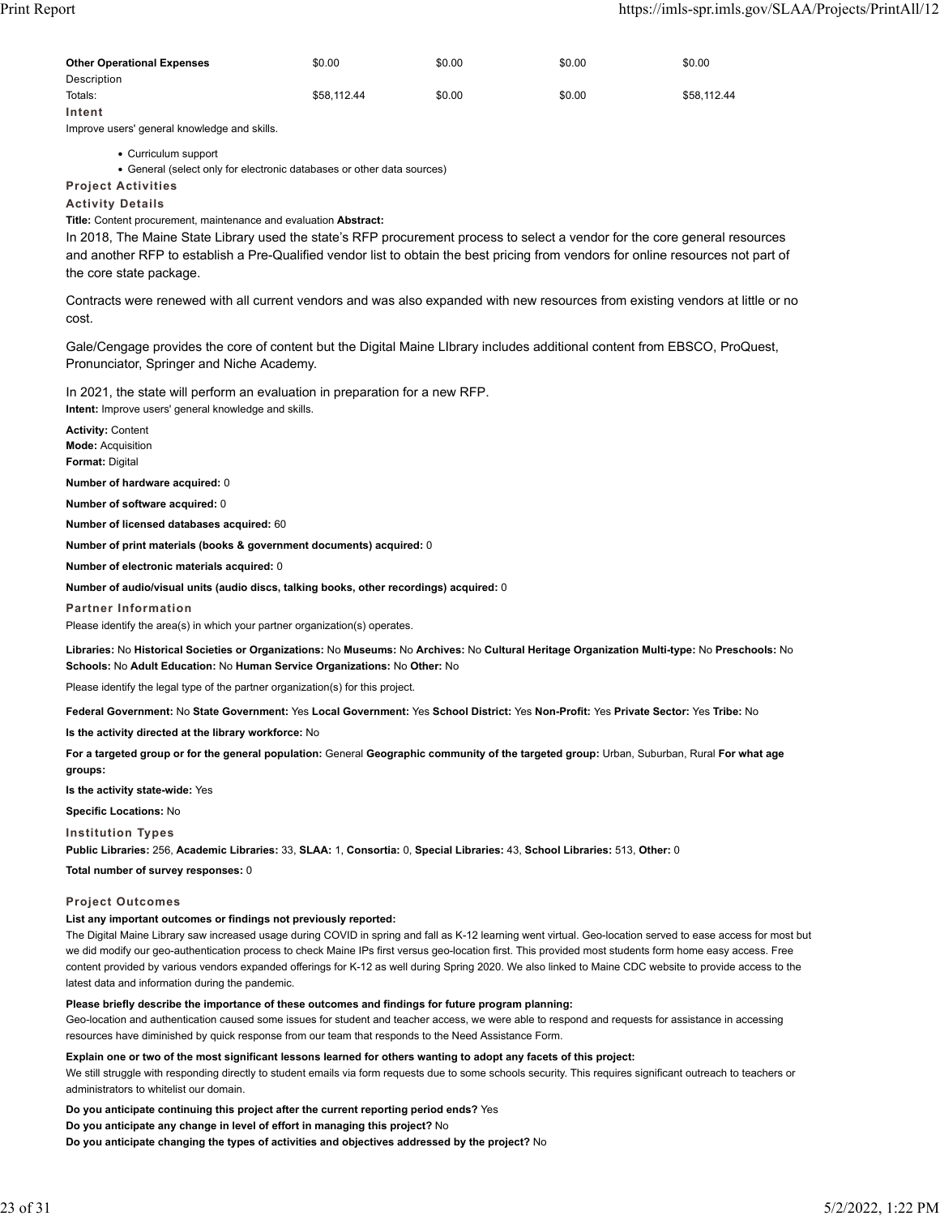| | | | | |
|---|---|---|---|---|
| **Other Operational Expenses** | $0.00 | $0.00 | $0.00 | $0.00 |
| Description | | | | |
| Totals: | $58,112.44 | $0.00 | $0.00 | $58,112.44 |

**Intent**

Improve users' general knowledge and skills.

- Curriculum support
- General (select only for electronic databases or other data sources)

**Project Activities**

**Activity Details**

**Title:** Content procurement, maintenance and evaluation **Abstract:**

In 2018, The Maine State Library used the state's RFP procurement process to select a vendor for the core general resources and another RFP to establish a Pre-Qualified vendor list to obtain the best pricing from vendors for online resources not part of the core state package.

Contracts were renewed with all current vendors and was also expanded with new resources from existing vendors at little or no cost.

Gale/Cengage provides the core of content but the Digital Maine LIbrary includes additional content from EBSCO, ProQuest, Pronunciator, Springer and Niche Academy.

In 2021, the state will perform an evaluation in preparation for a new RFP.

**Intent:** Improve users' general knowledge and skills.

**Activity:** Content
**Mode:** Acquisition
**Format:** Digital

**Number of hardware acquired:** 0

**Number of software acquired:** 0

**Number of licensed databases acquired:** 60

**Number of print materials (books & government documents) acquired:** 0

**Number of electronic materials acquired:** 0

**Number of audio/visual units (audio discs, talking books, other recordings) acquired:** 0

**Partner Information**

Please identify the area(s) in which your partner organization(s) operates.

**Libraries:** No **Historical Societies or Organizations:** No **Museums:** No **Archives:** No **Cultural Heritage Organization Multi-type:** No **Preschools:** No **Schools:** No **Adult Education:** No **Human Service Organizations:** No **Other:** No

Please identify the legal type of the partner organization(s) for this project.

**Federal Government:** No **State Government:** Yes **Local Government:** Yes **School District:** Yes **Non-Profit:** Yes **Private Sector:** Yes **Tribe:** No

**Is the activity directed at the library workforce:** No

**For a targeted group or for the general population:** General **Geographic community of the targeted group:** Urban, Suburban, Rural **For what age groups:**

**Is the activity state-wide:** Yes

**Specific Locations:** No

**Institution Types**

**Public Libraries:** 256, **Academic Libraries:** 33, **SLAA:** 1, **Consortia:** 0, **Special Libraries:** 43, **School Libraries:** 513, **Other:** 0

**Total number of survey responses:** 0

**Project Outcomes**

**List any important outcomes or findings not previously reported:**

The Digital Maine Library saw increased usage during COVID in spring and fall as K-12 learning went virtual. Geo-location served to ease access for most but we did modify our geo-authentication process to check Maine IPs first versus geo-location first. This provided most students form home easy access. Free content provided by various vendors expanded offerings for K-12 as well during Spring 2020. We also linked to Maine CDC website to provide access to the latest data and information during the pandemic.

**Please briefly describe the importance of these outcomes and findings for future program planning:**

Geo-location and authentication caused some issues for student and teacher access, we were able to respond and requests for assistance in accessing resources have diminished by quick response from our team that responds to the Need Assistance Form.

**Explain one or two of the most significant lessons learned for others wanting to adopt any facets of this project:**

We still struggle with responding directly to student emails via form requests due to some schools security. This requires significant outreach to teachers or administrators to whitelist our domain.

**Do you anticipate continuing this project after the current reporting period ends?** Yes
**Do you anticipate any change in level of effort in managing this project?** No
**Do you anticipate changing the types of activities and objectives addressed by the project?** No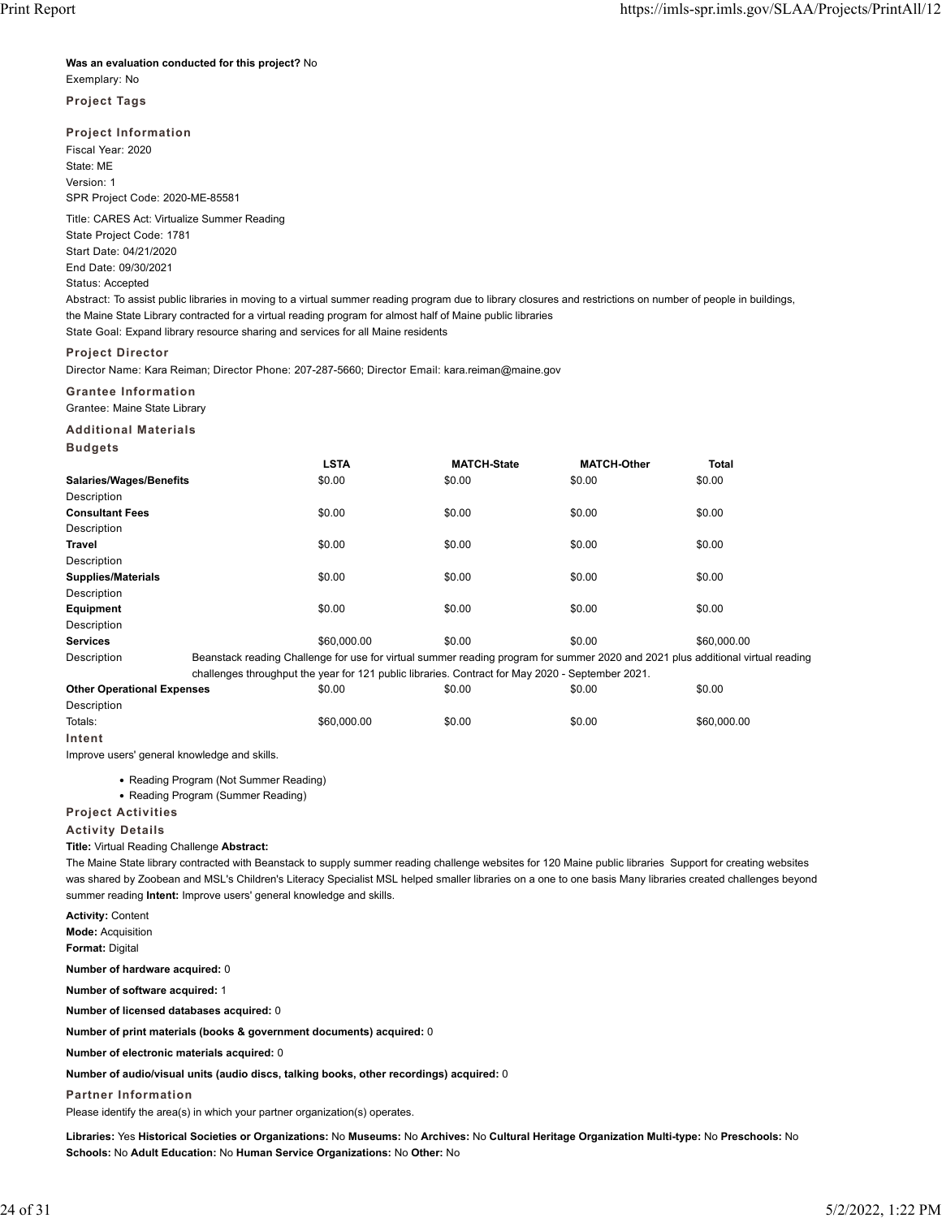**Was an evaluation conducted for this project?** No

Exemplary: No

### Project Tags

### Project Information

Fiscal Year: 2020

State: ME

Version: 1

SPR Project Code: 2020-ME-85581

Title: CARES Act: Virtualize Summer Reading

State Project Code: 1781

Start Date: 04/21/2020

End Date: 09/30/2021

Status: Accepted

Abstract: To assist public libraries in moving to a virtual summer reading program due to library closures and restrictions on number of people in buildings, the Maine State Library contracted for a virtual reading program for almost half of Maine public libraries

State Goal: Expand library resource sharing and services for all Maine residents

### Project Director

Director Name: Kara Reiman; Director Phone: 207-287-5660; Director Email: kara.reiman@maine.gov

### Grantee Information

Grantee: Maine State Library

### Additional Materials

### Budgets

| | LSTA | MATCH-State | MATCH-Other | Total |
|---|---|---|---|---|
| **Salaries/Wages/Benefits** | $0.00 | $0.00 | $0.00 | $0.00 |
| Description | | | | |
| **Consultant Fees** | $0.00 | $0.00 | $0.00 | $0.00 |
| Description | | | | |
| **Travel** | $0.00 | $0.00 | $0.00 | $0.00 |
| Description | | | | |
| **Supplies/Materials** | $0.00 | $0.00 | $0.00 | $0.00 |
| Description | | | | |
| **Equipment** | $0.00 | $0.00 | $0.00 | $0.00 |
| Description | | | | |
| **Services** | $60,000.00 | $0.00 | $0.00 | $60,000.00 |
| Description | Beanstack reading Challenge for use for virtual summer reading program for summer 2020 and 2021 plus additional virtual reading challenges throughput the year for 121 public libraries. Contract for May 2020 - September 2021. | | | |
| **Other Operational Expenses** | $0.00 | $0.00 | $0.00 | $0.00 |
| Description | | | | |
| Totals: | $60,000.00 | $0.00 | $0.00 | $60,000.00 |

### Intent

Improve users' general knowledge and skills.

- Reading Program (Not Summer Reading)
- Reading Program (Summer Reading)

### Project Activities

### Activity Details

**Title:** Virtual Reading Challenge **Abstract:**

The Maine State library contracted with Beanstack to supply summer reading challenge websites for 120 Maine public libraries Support for creating websites was shared by Zoobean and MSL's Children's Literacy Specialist MSL helped smaller libraries on a one to one basis Many libraries created challenges beyond summer reading **Intent:** Improve users' general knowledge and skills.

**Activity:** Content

**Mode:** Acquisition

**Format:** Digital

**Number of hardware acquired:** 0

**Number of software acquired:** 1

**Number of licensed databases acquired:** 0

**Number of print materials (books & government documents) acquired:** 0

**Number of electronic materials acquired:** 0

**Number of audio/visual units (audio discs, talking books, other recordings) acquired:** 0

### Partner Information

Please identify the area(s) in which your partner organization(s) operates.

**Libraries:** Yes **Historical Societies or Organizations:** No **Museums:** No **Archives:** No **Cultural Heritage Organization Multi-type:** No **Preschools:** No **Schools:** No **Adult Education:** No **Human Service Organizations:** No **Other:** No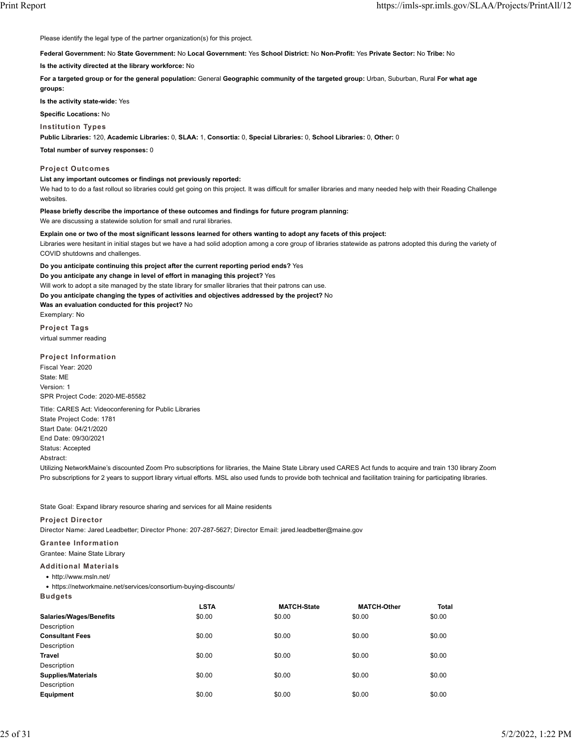Please identify the legal type of the partner organization(s) for this project.

**Federal Government:** No **State Government:** No **Local Government:** Yes **School District:** No **Non-Profit:** Yes **Private Sector:** No **Tribe:** No

**Is the activity directed at the library workforce:** No

**For a targeted group or for the general population:** General **Geographic community of the targeted group:** Urban, Suburban, Rural **For what age groups:**

**Is the activity state-wide:** Yes

**Specific Locations:** No

### Institution Types

**Public Libraries:** 120, **Academic Libraries:** 0, **SLAA:** 1, **Consortia:** 0, **Special Libraries:** 0, **School Libraries:** 0, **Other:** 0

**Total number of survey responses:** 0

### Project Outcomes

**List any important outcomes or findings not previously reported:**
We had to to do a fast rollout so libraries could get going on this project. It was difficult for smaller libraries and many needed help with their Reading Challenge websites.

**Please briefly describe the importance of these outcomes and findings for future program planning:**
We are discussing a statewide solution for small and rural libraries.

**Explain one or two of the most significant lessons learned for others wanting to adopt any facets of this project:**
Libraries were hesitant in initial stages but we have a had solid adoption among a core group of libraries statewide as patrons adopted this during the variety of COVID shutdowns and challenges.

**Do you anticipate continuing this project after the current reporting period ends?** Yes
**Do you anticipate any change in level of effort in managing this project?** Yes
Will work to adopt a site managed by the state library for smaller libraries that their patrons can use.
**Do you anticipate changing the types of activities and objectives addressed by the project?** No
**Was an evaluation conducted for this project?** No
Exemplary: No

### Project Tags

virtual summer reading

### Project Information

Fiscal Year: 2020
State: ME
Version: 1
SPR Project Code: 2020-ME-85582

Title: CARES Act: Videoconferencing for Public Libraries
State Project Code: 1781
Start Date: 04/21/2020
End Date: 09/30/2021
Status: Accepted
Abstract:
Utilizing NetworkMaine's discounted Zoom Pro subscriptions for libraries, the Maine State Library used CARES Act funds to acquire and train 130 library Zoom Pro subscriptions for 2 years to support library virtual efforts. MSL also used funds to provide both technical and facilitation training for participating libraries.

State Goal: Expand library resource sharing and services for all Maine residents

### Project Director

Director Name: Jared Leadbetter; Director Phone: 207-287-5627; Director Email: jared.leadbetter@maine.gov

### Grantee Information

Grantee: Maine State Library

### Additional Materials

- http://www.msln.net/
- https://networkmaine.net/services/consortium-buying-discounts/

### Budgets

| | LSTA | MATCH-State | MATCH-Other | Total |
|---|---|---|---|---|
| **Salaries/Wages/Benefits** | $0.00 | $0.00 | $0.00 | $0.00 |
| Description | | | | |
| **Consultant Fees** | $0.00 | $0.00 | $0.00 | $0.00 |
| Description | | | | |
| **Travel** | $0.00 | $0.00 | $0.00 | $0.00 |
| Description | | | | |
| **Supplies/Materials** | $0.00 | $0.00 | $0.00 | $0.00 |
| Description | | | | |
| **Equipment** | $0.00 | $0.00 | $0.00 | $0.00 |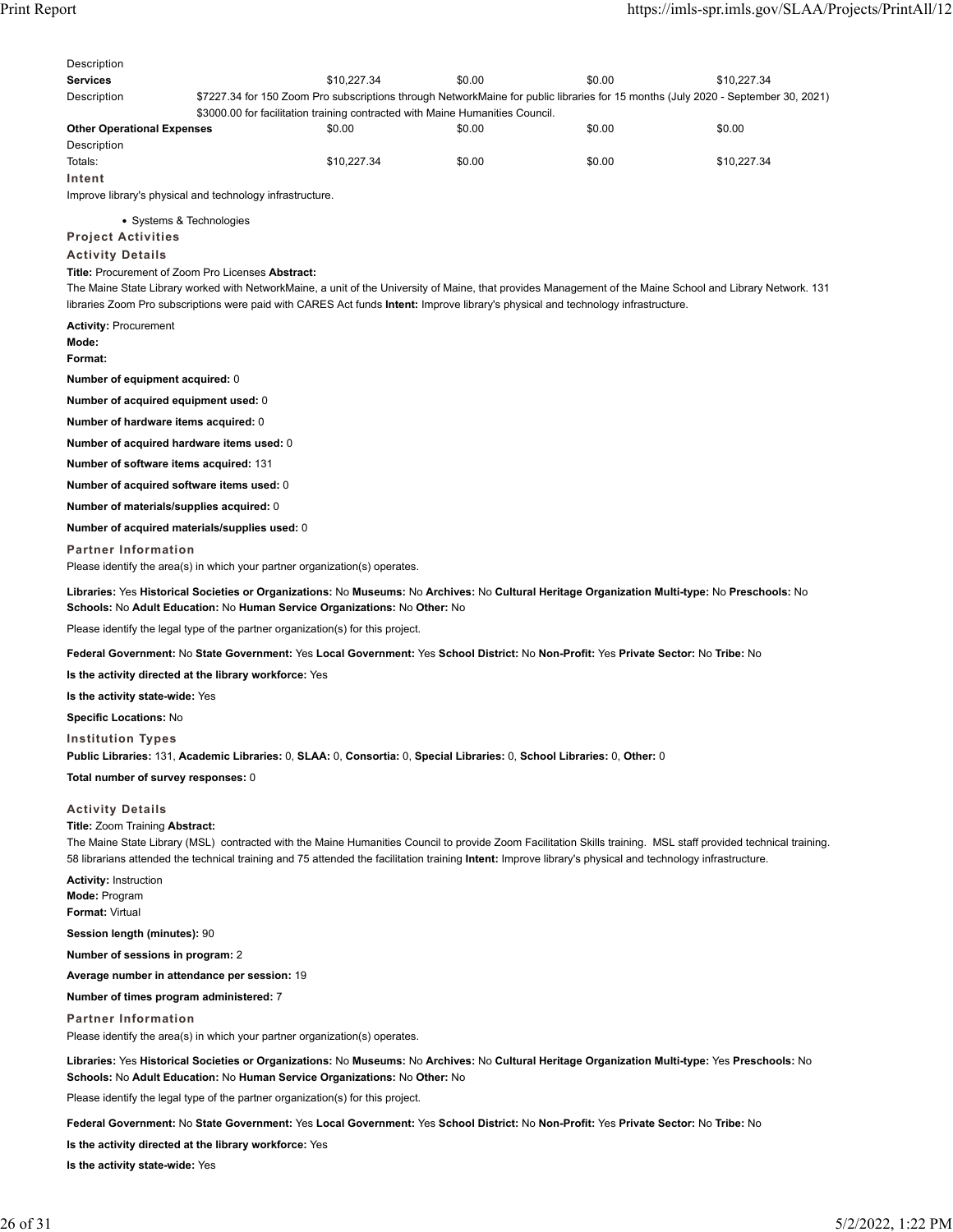| | | | | |
|---|---|---|---|---|
| Description | | | | |
| **Services** | $10,227.34 | $0.00 | $0.00 | $10,227.34 |
| Description | $7227.34 for 150 Zoom Pro subscriptions through NetworkMaine for public libraries for 15 months (July 2020 - September 30, 2021) $3000.00 for facilitation training contracted with Maine Humanities Council. | | | |
| **Other Operational Expenses** | $0.00 | $0.00 | $0.00 | $0.00 |
| Description | | | | |
| Totals: | $10,227.34 | $0.00 | $0.00 | $10,227.34 |

**Intent**

Improve library's physical and technology infrastructure.

- Systems & Technologies

**Project Activities**

**Activity Details**

**Title:** Procurement of Zoom Pro Licenses **Abstract:**
The Maine State Library worked with NetworkMaine, a unit of the University of Maine, that provides Management of the Maine School and Library Network. 131 libraries Zoom Pro subscriptions were paid with CARES Act funds **Intent:** Improve library's physical and technology infrastructure.

**Activity:** Procurement
**Mode:**
**Format:**

**Number of equipment acquired:** 0

**Number of acquired equipment used:** 0

**Number of hardware items acquired:** 0

**Number of acquired hardware items used:** 0

**Number of software items acquired:** 131

**Number of acquired software items used:** 0

**Number of materials/supplies acquired:** 0

**Number of acquired materials/supplies used:** 0

**Partner Information**

Please identify the area(s) in which your partner organization(s) operates.

**Libraries:** Yes **Historical Societies or Organizations:** No **Museums:** No **Archives:** No **Cultural Heritage Organization Multi-type:** No **Preschools:** No **Schools:** No **Adult Education:** No **Human Service Organizations:** No **Other:** No

Please identify the legal type of the partner organization(s) for this project.

**Federal Government:** No **State Government:** Yes **Local Government:** Yes **School District:** No **Non-Profit:** Yes **Private Sector:** No **Tribe:** No

**Is the activity directed at the library workforce:** Yes

**Is the activity state-wide:** Yes

**Specific Locations:** No

**Institution Types**

**Public Libraries:** 131, **Academic Libraries:** 0, **SLAA:** 0, **Consortia:** 0, **Special Libraries:** 0, **School Libraries:** 0, **Other:** 0

**Total number of survey responses:** 0

**Activity Details**

**Title:** Zoom Training **Abstract:**
The Maine State Library (MSL) contracted with the Maine Humanities Council to provide Zoom Facilitation Skills training. MSL staff provided technical training. 58 librarians attended the technical training and 75 attended the facilitation training **Intent:** Improve library's physical and technology infrastructure.

**Activity:** Instruction
**Mode:** Program
**Format:** Virtual

**Session length (minutes):** 90

**Number of sessions in program:** 2

**Average number in attendance per session:** 19

**Number of times program administered:** 7

**Partner Information**

Please identify the area(s) in which your partner organization(s) operates.

**Libraries:** Yes **Historical Societies or Organizations:** No **Museums:** No **Archives:** No **Cultural Heritage Organization Multi-type:** Yes **Preschools:** No **Schools:** No **Adult Education:** No **Human Service Organizations:** No **Other:** No

Please identify the legal type of the partner organization(s) for this project.

**Federal Government:** No **State Government:** Yes **Local Government:** Yes **School District:** No **Non-Profit:** Yes **Private Sector:** No **Tribe:** No

**Is the activity directed at the library workforce:** Yes

**Is the activity state-wide:** Yes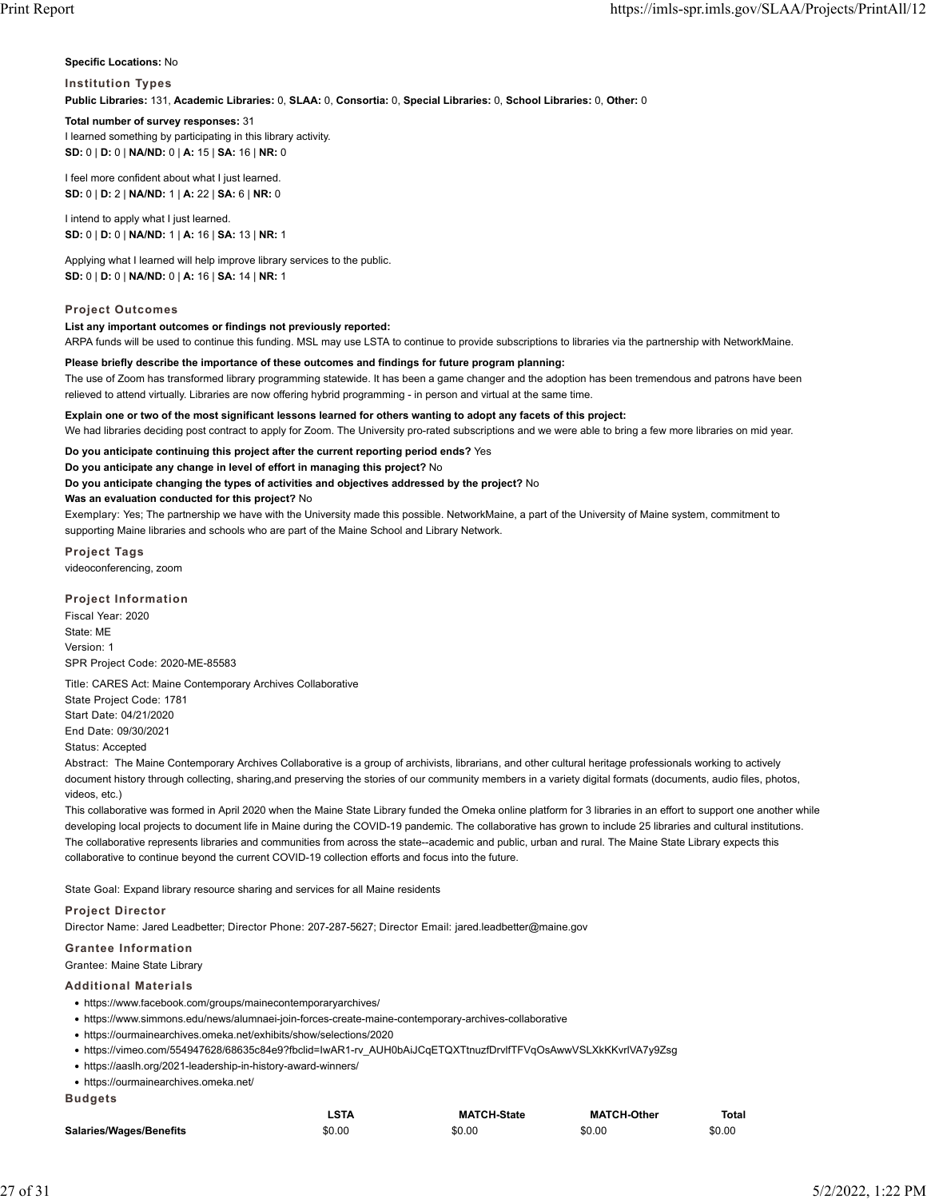**Specific Locations:** No

### Institution Types

**Public Libraries:** 131, **Academic Libraries:** 0, **SLAA:** 0, **Consortia:** 0, **Special Libraries:** 0, **School Libraries:** 0, **Other:** 0

**Total number of survey responses:** 31

I learned something by participating in this library activity.
**SD:** 0 | **D:** 0 | **NA/ND:** 0 | **A:** 15 | **SA:** 16 | **NR:** 0

I feel more confident about what I just learned.
**SD:** 0 | **D:** 2 | **NA/ND:** 1 | **A:** 22 | **SA:** 6 | **NR:** 0

I intend to apply what I just learned.
**SD:** 0 | **D:** 0 | **NA/ND:** 1 | **A:** 16 | **SA:** 13 | **NR:** 1

Applying what I learned will help improve library services to the public.
**SD:** 0 | **D:** 0 | **NA/ND:** 0 | **A:** 16 | **SA:** 14 | **NR:** 1

### Project Outcomes

**List any important outcomes or findings not previously reported:**
ARPA funds will be used to continue this funding. MSL may use LSTA to continue to provide subscriptions to libraries via the partnership with NetworkMaine.

**Please briefly describe the importance of these outcomes and findings for future program planning:**
The use of Zoom has transformed library programming statewide. It has been a game changer and the adoption has been tremendous and patrons have been relieved to attend virtually. Libraries are now offering hybrid programming - in person and virtual at the same time.

**Explain one or two of the most significant lessons learned for others wanting to adopt any facets of this project:**
We had libraries deciding post contract to apply for Zoom. The University pro-rated subscriptions and we were able to bring a few more libraries on mid year.

**Do you anticipate continuing this project after the current reporting period ends?** Yes
**Do you anticipate any change in level of effort in managing this project?** No
**Do you anticipate changing the types of activities and objectives addressed by the project?** No
**Was an evaluation conducted for this project?** No

Exemplary: Yes; The partnership we have with the University made this possible. NetworkMaine, a part of the University of Maine system, commitment to supporting Maine libraries and schools who are part of the Maine School and Library Network.

### Project Tags

videoconferencing, zoom

### Project Information

Fiscal Year: 2020
State: ME
Version: 1
SPR Project Code: 2020-ME-85583

Title: CARES Act: Maine Contemporary Archives Collaborative
State Project Code: 1781
Start Date: 04/21/2020
End Date: 09/30/2021
Status: Accepted

Abstract: The Maine Contemporary Archives Collaborative is a group of archivists, librarians, and other cultural heritage professionals working to actively document history through collecting, sharing,and preserving the stories of our community members in a variety digital formats (documents, audio files, photos, videos, etc.)

This collaborative was formed in April 2020 when the Maine State Library funded the Omeka online platform for 3 libraries in an effort to support one another while developing local projects to document life in Maine during the COVID-19 pandemic. The collaborative has grown to include 25 libraries and cultural institutions. The collaborative represents libraries and communities from across the state--academic and public, urban and rural. The Maine State Library expects this collaborative to continue beyond the current COVID-19 collection efforts and focus into the future.

State Goal: Expand library resource sharing and services for all Maine residents

### Project Director

Director Name: Jared Leadbetter; Director Phone: 207-287-5627; Director Email: jared.leadbetter@maine.gov

### Grantee Information

Grantee: Maine State Library

### Additional Materials

- https://www.facebook.com/groups/mainecontemporaryarchives/
- https://www.simmons.edu/news/alumnaei-join-forces-create-maine-contemporary-archives-collaborative
- https://ourmainearchives.omeka.net/exhibits/show/selections/2020
- https://vimeo.com/554947628/68635c84e9?fbclid=IwAR1-rv_AUH0bAiJCqETQXTtnuzfDrvlfTFVqOsAwwVSLXkKKvrlVA7y9Zsg
- https://aaslh.org/2021-leadership-in-history-award-winners/
- https://ourmainearchives.omeka.net/

### Budgets

| | LSTA | MATCH-State | MATCH-Other | Total |
|---|---|---|---|---|
| **Salaries/Wages/Benefits** | $0.00 | $0.00 | $0.00 | $0.00 |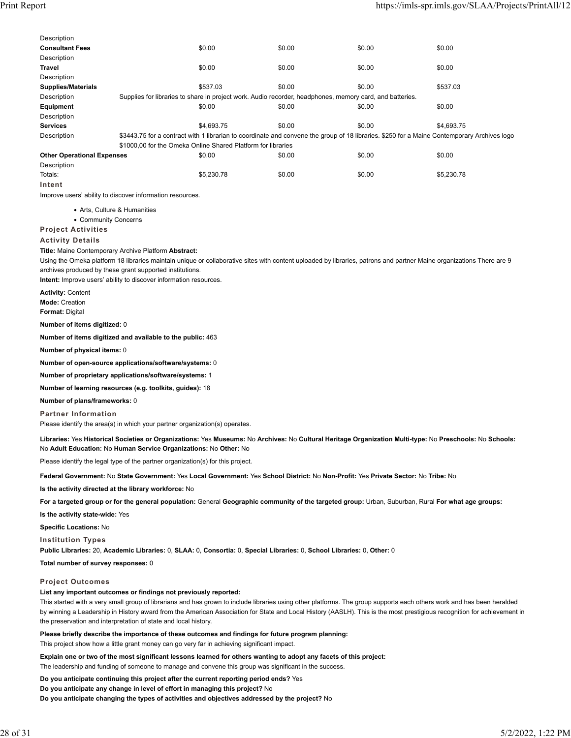| | | | | |
|---|---|---|---|---|
| Description | | | | |
| **Consultant Fees** | $0.00 | $0.00 | $0.00 | $0.00 |
| Description | | | | |
| **Travel** | $0.00 | $0.00 | $0.00 | $0.00 |
| Description | | | | |
| **Supplies/Materials** | $537.03 | $0.00 | $0.00 | $537.03 |
| Description | Supplies for libraries to share in project work. Audio recorder, headphones, memory card, and batteries. | | | |
| **Equipment** | $0.00 | $0.00 | $0.00 | $0.00 |
| Description | | | | |
| **Services** | $4,693.75 | $0.00 | $0.00 | $4,693.75 |
| Description | $3443.75 for a contract with 1 librarian to coordinate and convene the group of 18 libraries. $250 for a Maine Contemporary Archives logo $1000,00 for the Omeka Online Shared Platform for libraries | | | |
| **Other Operational Expenses** | $0.00 | $0.00 | $0.00 | $0.00 |
| Description | | | | |
| Totals: | $5,230.78 | $0.00 | $0.00 | $5,230.78 |

### Intent

Improve users' ability to discover information resources.

- Arts, Culture & Humanities
- Community Concerns

### Project Activities

#### Activity Details

**Title:** Maine Contemporary Archive Platform **Abstract:**
Using the Omeka platform 18 libraries maintain unique or collaborative sites with content uploaded by libraries, patrons and partner Maine organizations There are 9 archives produced by these grant supported institutions.
**Intent:** Improve users' ability to discover information resources.

**Activity:** Content
**Mode:** Creation
**Format:** Digital

**Number of items digitized:** 0

**Number of items digitized and available to the public:** 463

**Number of physical items:** 0

**Number of open-source applications/software/systems:** 0

**Number of proprietary applications/software/systems:** 1

**Number of learning resources (e.g. toolkits, guides):** 18

**Number of plans/frameworks:** 0

#### Partner Information

Please identify the area(s) in which your partner organization(s) operates.

**Libraries:** Yes **Historical Societies or Organizations:** Yes **Museums:** No **Archives:** No **Cultural Heritage Organization Multi-type:** No **Preschools:** No **Schools:** No **Adult Education:** No **Human Service Organizations:** No **Other:** No

Please identify the legal type of the partner organization(s) for this project.

**Federal Government:** No **State Government:** Yes **Local Government:** Yes **School District:** No **Non-Profit:** Yes **Private Sector:** No **Tribe:** No

**Is the activity directed at the library workforce:** No

**For a targeted group or for the general population:** General **Geographic community of the targeted group:** Urban, Suburban, Rural **For what age groups:**

**Is the activity state-wide:** Yes

**Specific Locations:** No

#### Institution Types

**Public Libraries:** 20, **Academic Libraries:** 0, **SLAA:** 0, **Consortia:** 0, **Special Libraries:** 0, **School Libraries:** 0, **Other:** 0

**Total number of survey responses:** 0

### Project Outcomes

**List any important outcomes or findings not previously reported:**
This started with a very small group of librarians and has grown to include libraries using other platforms. The group supports each others work and has been heralded by winning a Leadership in History award from the American Association for State and Local History (AASLH). This is the most prestigious recognition for achievement in the preservation and interpretation of state and local history.

**Please briefly describe the importance of these outcomes and findings for future program planning:**
This project show how a little grant money can go very far in achieving significant impact.

**Explain one or two of the most significant lessons learned for others wanting to adopt any facets of this project:**
The leadership and funding of someone to manage and convene this group was significant in the success.

**Do you anticipate continuing this project after the current reporting period ends?** Yes
**Do you anticipate any change in level of effort in managing this project?** No
**Do you anticipate changing the types of activities and objectives addressed by the project?** No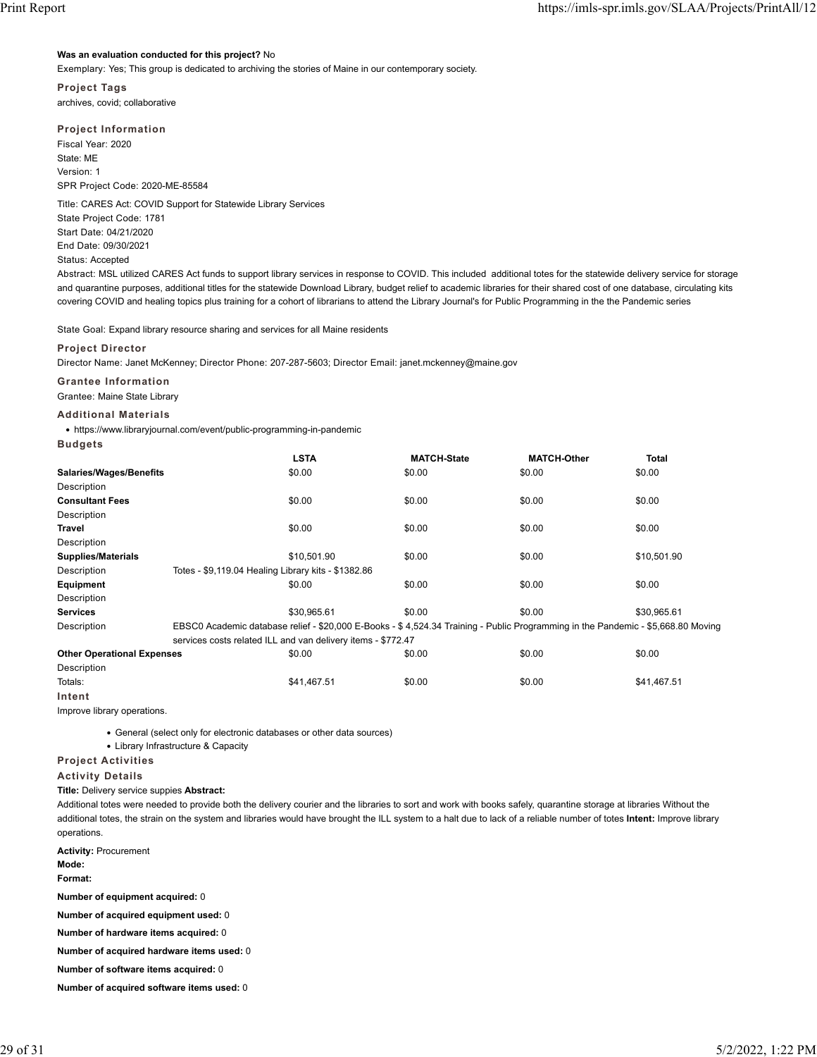**Was an evaluation conducted for this project?** No

Exemplary: Yes; This group is dedicated to archiving the stories of Maine in our contemporary society.

### Project Tags

archives, covid; collaborative

### Project Information

Fiscal Year: 2020

State: ME

Version: 1

SPR Project Code: 2020-ME-85584

Title: CARES Act: COVID Support for Statewide Library Services

State Project Code: 1781

Start Date: 04/21/2020

End Date: 09/30/2021

Status: Accepted

Abstract: MSL utilized CARES Act funds to support library services in response to COVID. This included additional totes for the statewide delivery service for storage and quarantine purposes, additional titles for the statewide Download Library, budget relief to academic libraries for their shared cost of one database, circulating kits covering COVID and healing topics plus training for a cohort of librarians to attend the Library Journal's for Public Programming in the the Pandemic series

State Goal: Expand library resource sharing and services for all Maine residents

### Project Director

Director Name: Janet McKenney; Director Phone: 207-287-5603; Director Email: janet.mckenney@maine.gov

### Grantee Information

Grantee: Maine State Library

### Additional Materials

- https://www.libraryjournal.com/event/public-programming-in-pandemic

### Budgets

| | | LSTA | MATCH-State | MATCH-Other | Total |
|---|---|---|---|---|---|
| **Salaries/Wages/Benefits** | | $0.00 | $0.00 | $0.00 | $0.00 |
| Description | | | | | |
| **Consultant Fees** | | $0.00 | $0.00 | $0.00 | $0.00 |
| Description | | | | | |
| **Travel** | | $0.00 | $0.00 | $0.00 | $0.00 |
| Description | | | | | |
| **Supplies/Materials** | | $10,501.90 | $0.00 | $0.00 | $10,501.90 |
| Description | Totes - $9,119.04 Healing Library kits - $1382.86 | | | | |
| **Equipment** | | $0.00 | $0.00 | $0.00 | $0.00 |
| Description | | | | | |
| **Services** | | $30,965.61 | $0.00 | $0.00 | $30,965.61 |
| Description | EBSC0 Academic database relief - $20,000 E-Books - $ 4,524.34 Training - Public Programming in the Pandemic - $5,668.80 Moving services costs related ILL and van delivery items - $772.47 | | | | |
| **Other Operational Expenses** | | $0.00 | $0.00 | $0.00 | $0.00 |
| Description | | | | | |
| Totals: | | $41,467.51 | $0.00 | $0.00 | $41,467.51 |

### Intent

Improve library operations.

- General (select only for electronic databases or other data sources)
- Library Infrastructure & Capacity

### Project Activities

### Activity Details

**Title:** Delivery service suppies **Abstract:**

Additional totes were needed to provide both the delivery courier and the libraries to sort and work with books safely, quarantine storage at libraries Without the additional totes, the strain on the system and libraries would have brought the ILL system to a halt due to lack of a reliable number of totes **Intent:** Improve library operations.

**Activity:** Procurement

**Mode:**

**Format:**

**Number of equipment acquired:** 0

**Number of acquired equipment used:** 0

**Number of hardware items acquired:** 0

**Number of acquired hardware items used:** 0

**Number of software items acquired:** 0

**Number of acquired software items used:** 0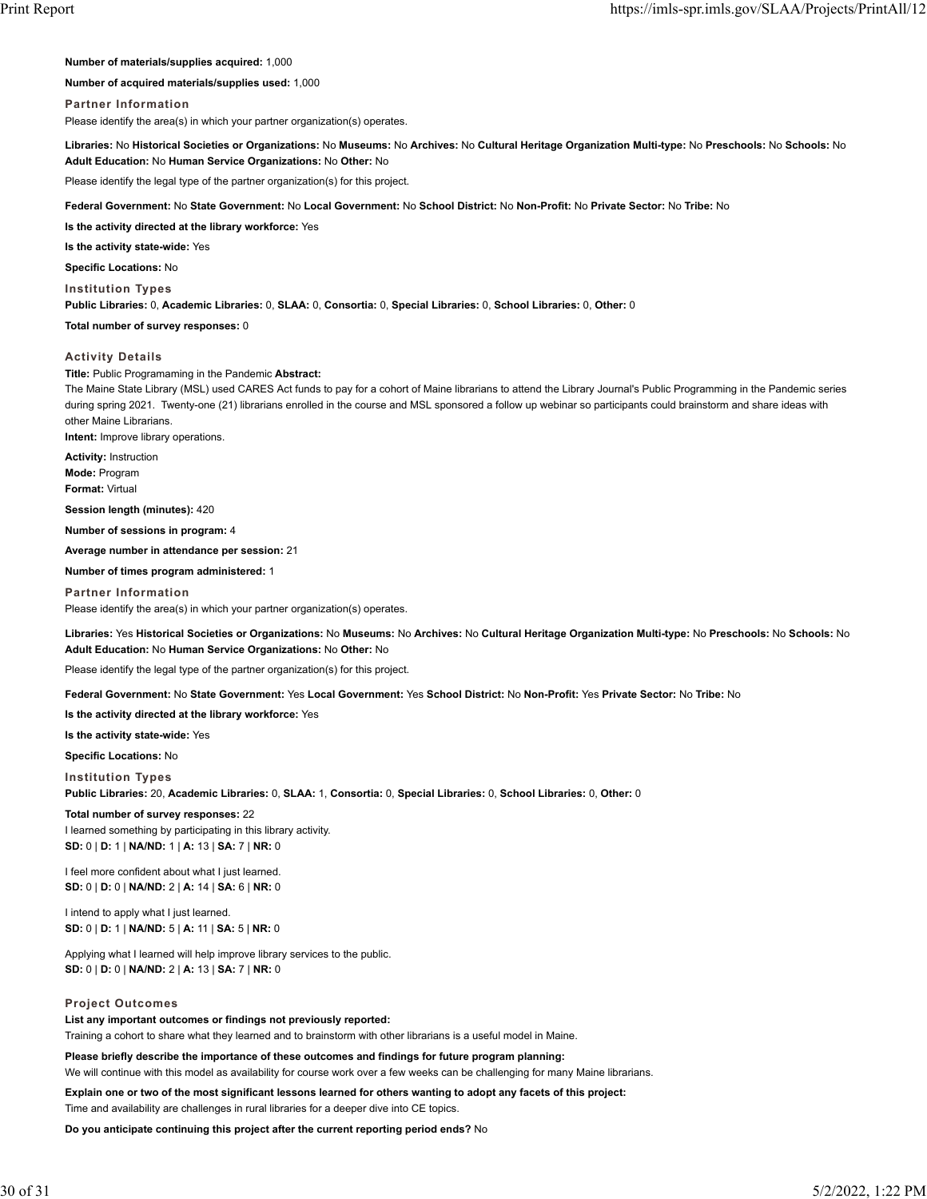**Number of materials/supplies acquired:** 1,000

**Number of acquired materials/supplies used:** 1,000

### Partner Information

Please identify the area(s) in which your partner organization(s) operates.

**Libraries:** No **Historical Societies or Organizations:** No **Museums:** No **Archives:** No **Cultural Heritage Organization Multi-type:** No **Preschools:** No **Schools:** No **Adult Education:** No **Human Service Organizations:** No **Other:** No

Please identify the legal type of the partner organization(s) for this project.

**Federal Government:** No **State Government:** No **Local Government:** No **School District:** No **Non-Profit:** No **Private Sector:** No **Tribe:** No

**Is the activity directed at the library workforce:** Yes

**Is the activity state-wide:** Yes

**Specific Locations:** No

### Institution Types

**Public Libraries:** 0, **Academic Libraries:** 0, **SLAA:** 0, **Consortia:** 0, **Special Libraries:** 0, **School Libraries:** 0, **Other:** 0

**Total number of survey responses:** 0

### Activity Details

**Title:** Public Programaming in the Pandemic **Abstract:**
The Maine State Library (MSL) used CARES Act funds to pay for a cohort of Maine librarians to attend the Library Journal's Public Programming in the Pandemic series during spring 2021. Twenty-one (21) librarians enrolled in the course and MSL sponsored a follow up webinar so participants could brainstorm and share ideas with other Maine Librarians.
**Intent:** Improve library operations.

**Activity:** Instruction
**Mode:** Program
**Format:** Virtual

**Session length (minutes):** 420

**Number of sessions in program:** 4

**Average number in attendance per session:** 21

**Number of times program administered:** 1

### Partner Information

Please identify the area(s) in which your partner organization(s) operates.

**Libraries:** Yes **Historical Societies or Organizations:** No **Museums:** No **Archives:** No **Cultural Heritage Organization Multi-type:** No **Preschools:** No **Schools:** No **Adult Education:** No **Human Service Organizations:** No **Other:** No

Please identify the legal type of the partner organization(s) for this project.

**Federal Government:** No **State Government:** Yes **Local Government:** Yes **School District:** No **Non-Profit:** Yes **Private Sector:** No **Tribe:** No

**Is the activity directed at the library workforce:** Yes

**Is the activity state-wide:** Yes

**Specific Locations:** No

### Institution Types

**Public Libraries:** 20, **Academic Libraries:** 0, **SLAA:** 1, **Consortia:** 0, **Special Libraries:** 0, **School Libraries:** 0, **Other:** 0

**Total number of survey responses:** 22
I learned something by participating in this library activity.
**SD:** 0 | **D:** 1 | **NA/ND:** 1 | **A:** 13 | **SA:** 7 | **NR:** 0

I feel more confident about what I just learned.
**SD:** 0 | **D:** 0 | **NA/ND:** 2 | **A:** 14 | **SA:** 6 | **NR:** 0

I intend to apply what I just learned.
**SD:** 0 | **D:** 1 | **NA/ND:** 5 | **A:** 11 | **SA:** 5 | **NR:** 0

Applying what I learned will help improve library services to the public.
**SD:** 0 | **D:** 0 | **NA/ND:** 2 | **A:** 13 | **SA:** 7 | **NR:** 0

### Project Outcomes

**List any important outcomes or findings not previously reported:**
Training a cohort to share what they learned and to brainstorm with other librarians is a useful model in Maine.

**Please briefly describe the importance of these outcomes and findings for future program planning:**
We will continue with this model as availability for course work over a few weeks can be challenging for many Maine librarians.

**Explain one or two of the most significant lessons learned for others wanting to adopt any facets of this project:**
Time and availability are challenges in rural libraries for a deeper dive into CE topics.

**Do you anticipate continuing this project after the current reporting period ends?** No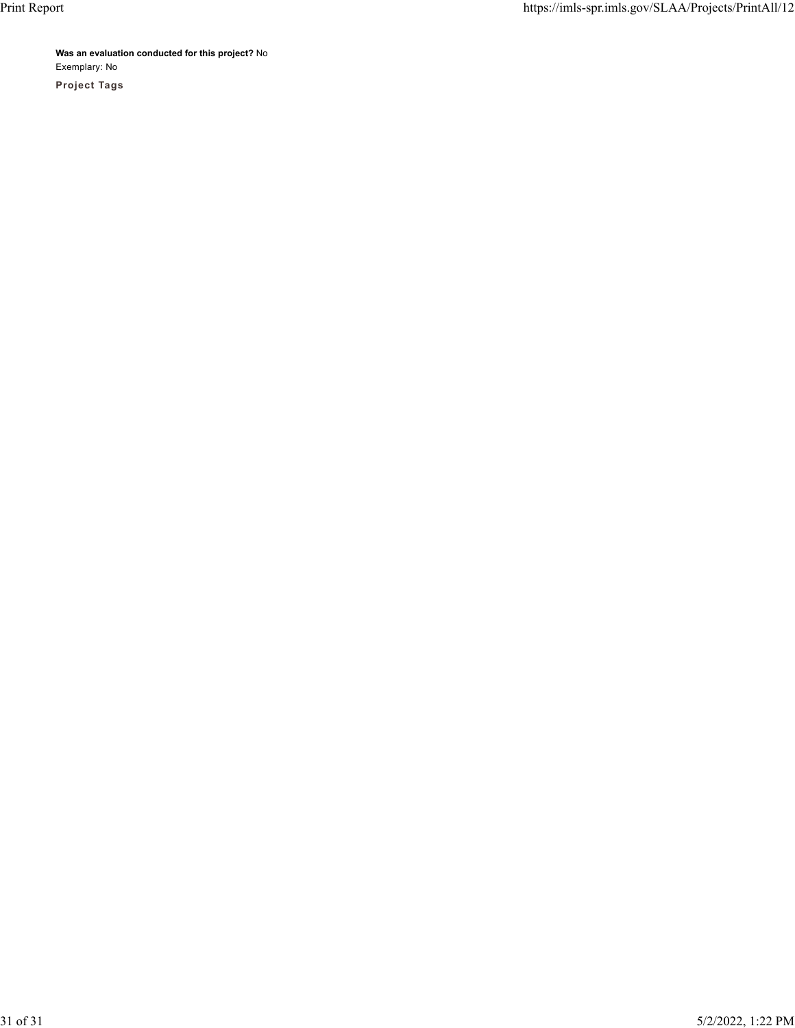**Was an evaluation conducted for this project?** No

Exemplary: No

**Project Tags**